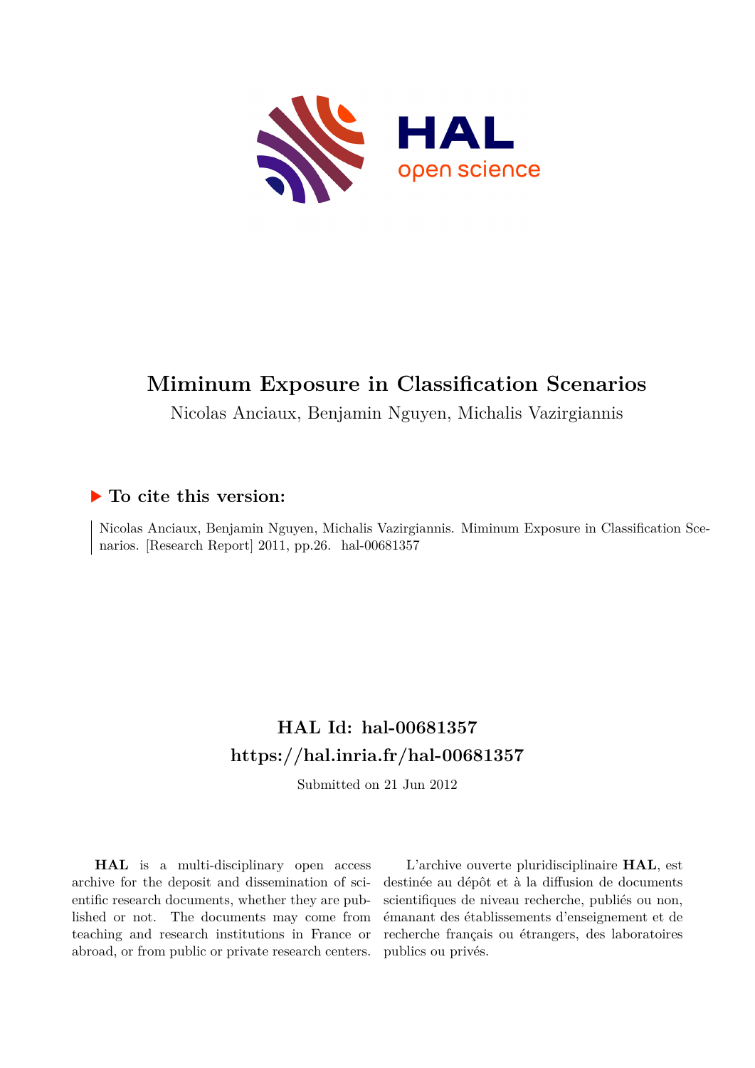# Miminum Exposure in Classification Scenarios

Nicolas Anciaux, Benjamin Nguyen, Michalis Vazirgiannis

## ▶ To cite this version:

Nicolas Anciaux, Benjamin Nguyen, Michalis Vazirgiannis. Miminum Exposure in Classification Scenarios. [Research Report] 2011, pp.26. hal-00681357

## HAL Id: hal-00681357
## https://hal.inria.fr/hal-00681357

Submitted on 21 Jun 2012

**HAL** is a multi-disciplinary open access archive for the deposit and dissemination of scientific research documents, whether they are published or not. The documents may come from teaching and research institutions in France or abroad, or from public or private research centers.

L'archive ouverte pluridisciplinaire **HAL**, est destinée au dépôt et à la diffusion de documents scientifiques de niveau recherche, publiés ou non, émanant des établissements d'enseignement et de recherche français ou étrangers, des laboratoires publics ou privés.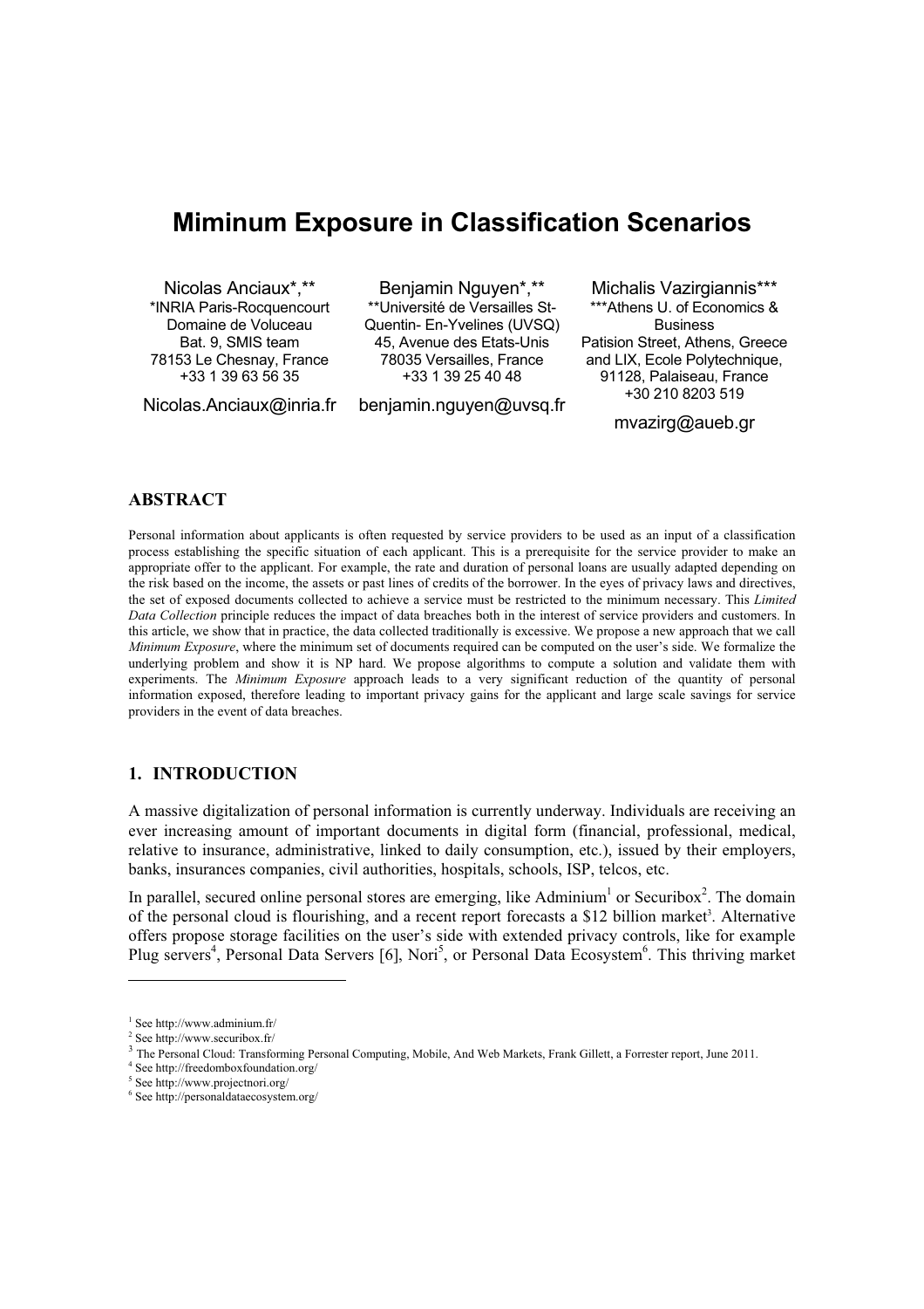#  Miminum Exposure in Classification Scenarios

Nicolas Anciaux*,**
*INRIA Paris-Rocquencourt
Domaine de Voluceau
Bat. 9, SMIS team
78153 Le Chesnay, France
+33 1 39 63 56 35
Nicolas.Anciaux@inria.fr

Benjamin Nguyen*,**
**Université de Versailles St-Quentin- En-Yvelines (UVSQ)
45, Avenue des Etats-Unis
78035 Versailles, France
+33 1 39 25 40 48
benjamin.nguyen@uvsq.fr

Michalis Vazirgiannis***
***Athens U. of Economics & Business
Patision Street, Athens, Greece
and LIX, Ecole Polytechnique,
91128, Palaiseau, France
+30 210 8203 519
mvazirg@aueb.gr

## ABSTRACT

Personal information about applicants is often requested by service providers to be used as an input of a classification process establishing the specific situation of each applicant. This is a prerequisite for the service provider to make an appropriate offer to the applicant. For example, the rate and duration of personal loans are usually adapted depending on the risk based on the income, the assets or past lines of credits of the borrower. In the eyes of privacy laws and directives, the set of exposed documents collected to achieve a service must be restricted to the minimum necessary. This *Limited Data Collection* principle reduces the impact of data breaches both in the interest of service providers and customers. In this article, we show that in practice, the data collected traditionally is excessive. We propose a new approach that we call *Minimum Exposure*, where the minimum set of documents required can be computed on the user's side. We formalize the underlying problem and show it is NP hard. We propose algorithms to compute a solution and validate them with experiments. The *Minimum Exposure* approach leads to a very significant reduction of the quantity of personal information exposed, therefore leading to important privacy gains for the applicant and large scale savings for service providers in the event of data breaches.

## 1. INTRODUCTION

A massive digitalization of personal information is currently underway. Individuals are receiving an ever increasing amount of important documents in digital form (financial, professional, medical, relative to insurance, administrative, linked to daily consumption, etc.), issued by their employers, banks, insurances companies, civil authorities, hospitals, schools, ISP, telcos, etc.

In parallel, secured online personal stores are emerging, like Adminium[1] or Securibox[2]. The domain of the personal cloud is flourishing, and a recent report forecasts a $12 billion market[3]. Alternative offers propose storage facilities on the user's side with extended privacy controls, like for example Plug servers[4], Personal Data Servers [6], Nori[5], or Personal Data Ecosystem[6]. This thriving market

[1] See http://www.adminium.fr/
[2] See http://www.securibox.fr/
[3] The Personal Cloud: Transforming Personal Computing, Mobile, And Web Markets, Frank Gillett, a Forrester report, June 2011.
[4] See http://freedomboxfoundation.org/
[5] See http://www.projectnori.org/
[6] See http://personaldataecosystem.org/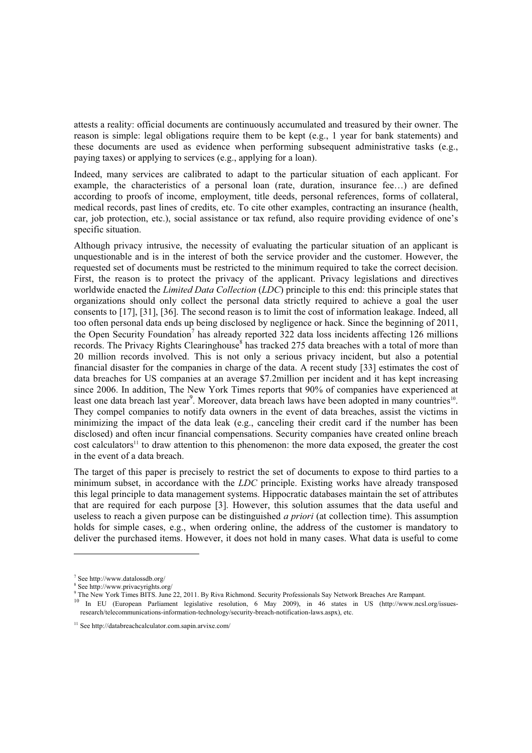attests a reality: official documents are continuously accumulated and treasured by their owner. The reason is simple: legal obligations require them to be kept (e.g., 1 year for bank statements) and these documents are used as evidence when performing subsequent administrative tasks (e.g., paying taxes) or applying to services (e.g., applying for a loan).

Indeed, many services are calibrated to adapt to the particular situation of each applicant. For example, the characteristics of a personal loan (rate, duration, insurance fee…) are defined according to proofs of income, employment, title deeds, personal references, forms of collateral, medical records, past lines of credits, etc. To cite other examples, contracting an insurance (health, car, job protection, etc.), social assistance or tax refund, also require providing evidence of one's specific situation.

Although privacy intrusive, the necessity of evaluating the particular situation of an applicant is unquestionable and is in the interest of both the service provider and the customer. However, the requested set of documents must be restricted to the minimum required to take the correct decision. First, the reason is to protect the privacy of the applicant. Privacy legislations and directives worldwide enacted the *Limited Data Collection* (*LDC*) principle to this end: this principle states that organizations should only collect the personal data strictly required to achieve a goal the user consents to [17], [31], [36]. The second reason is to limit the cost of information leakage. Indeed, all too often personal data ends up being disclosed by negligence or hack. Since the beginning of 2011, the Open Security Foundation[7] has already reported 322 data loss incidents affecting 126 millions records. The Privacy Rights Clearinghouse[8] has tracked 275 data breaches with a total of more than 20 million records involved. This is not only a serious privacy incident, but also a potential financial disaster for the companies in charge of the data. A recent study [33] estimates the cost of data breaches for US companies at an average $7.2million per incident and it has kept increasing since 2006. In addition, The New York Times reports that 90% of companies have experienced at least one data breach last year[9]. Moreover, data breach laws have been adopted in many countries[10]. They compel companies to notify data owners in the event of data breaches, assist the victims in minimizing the impact of the data leak (e.g., canceling their credit card if the number has been disclosed) and often incur financial compensations. Security companies have created online breach cost calculators[11] to draw attention to this phenomenon: the more data exposed, the greater the cost in the event of a data breach.

The target of this paper is precisely to restrict the set of documents to expose to third parties to a minimum subset, in accordance with the *LDC* principle. Existing works have already transposed this legal principle to data management systems. Hippocratic databases maintain the set of attributes that are required for each purpose [3]. However, this solution assumes that the data useful and useless to reach a given purpose can be distinguished *a priori* (at collection time). This assumption holds for simple cases, e.g., when ordering online, the address of the customer is mandatory to deliver the purchased items. However, it does not hold in many cases. What data is useful to come

---

[7] See http://www.datalossdb.org/

[8] See http://www.privacyrights.org/

[9] The New York Times BITS. June 22, 2011. By Riva Richmond. Security Professionals Say Network Breaches Are Rampant.

[10] In EU (European Parliament legislative resolution, 6 May 2009), in 46 states in US (http://www.ncsl.org/issues-research/telecommunications-information-technology/security-breach-notification-laws.aspx), etc.

[11] See http://databreachcalculator.com.sapin.arvixe.com/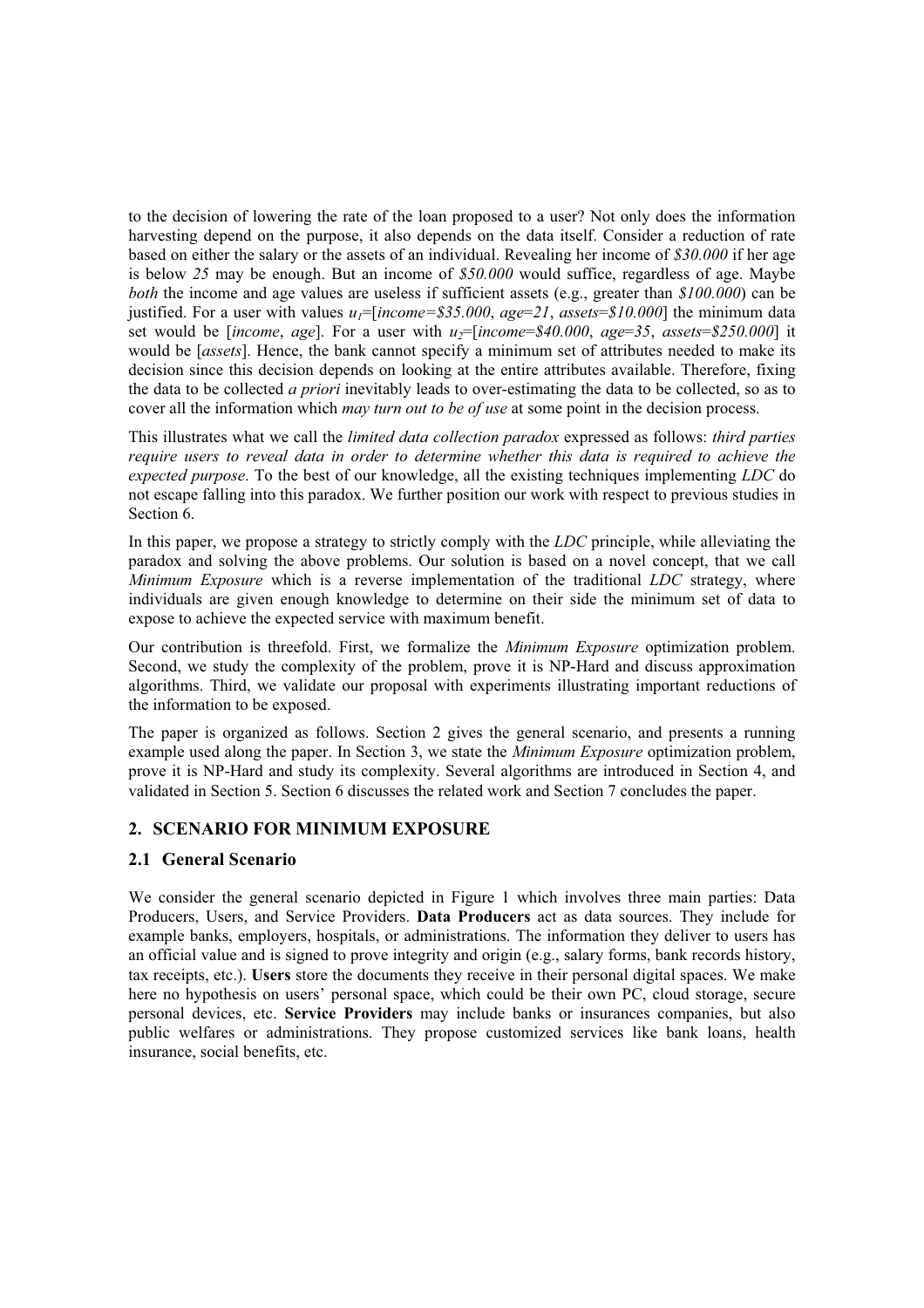to the decision of lowering the rate of the loan proposed to a user? Not only does the information harvesting depend on the purpose, it also depends on the data itself. Consider a reduction of rate based on either the salary or the assets of an individual. Revealing her income of *$30.000* if her age is below *25* may be enough. But an income of *$50.000* would suffice, regardless of age. Maybe *both* the income and age values are useless if sufficient assets (e.g., greater than *$100.000*) can be justified. For a user with values $u_1$=[*income=$35.000*, *age*=*21*, *assets*=*$10.000*] the minimum data set would be [*income*, *age*]. For a user with $u_2$=[*income*=*$40.000*, *age*=*35*, *assets*=*$250.000*] it would be [*assets*]. Hence, the bank cannot specify a minimum set of attributes needed to make its decision since this decision depends on looking at the entire attributes available. Therefore, fixing the data to be collected *a priori* inevitably leads to over-estimating the data to be collected, so as to cover all the information which *may turn out to be of use* at some point in the decision process.

This illustrates what we call the *limited data collection paradox* expressed as follows: *third parties require users to reveal data in order to determine whether this data is required to achieve the expected purpose*. To the best of our knowledge, all the existing techniques implementing *LDC* do not escape falling into this paradox. We further position our work with respect to previous studies in Section 6.

In this paper, we propose a strategy to strictly comply with the *LDC* principle, while alleviating the paradox and solving the above problems. Our solution is based on a novel concept, that we call *Minimum Exposure* which is a reverse implementation of the traditional *LDC* strategy, where individuals are given enough knowledge to determine on their side the minimum set of data to expose to achieve the expected service with maximum benefit.

Our contribution is threefold. First, we formalize the *Minimum Exposure* optimization problem. Second, we study the complexity of the problem, prove it is NP-Hard and discuss approximation algorithms. Third, we validate our proposal with experiments illustrating important reductions of the information to be exposed.

The paper is organized as follows. Section 2 gives the general scenario, and presents a running example used along the paper. In Section 3, we state the *Minimum Exposure* optimization problem, prove it is NP-Hard and study its complexity. Several algorithms are introduced in Section 4, and validated in Section 5. Section 6 discusses the related work and Section 7 concludes the paper.

## 2. SCENARIO FOR MINIMUM EXPOSURE

### 2.1 General Scenario

We consider the general scenario depicted in Figure 1 which involves three main parties: Data Producers, Users, and Service Providers. **Data Producers** act as data sources. They include for example banks, employers, hospitals, or administrations. The information they deliver to users has an official value and is signed to prove integrity and origin (e.g., salary forms, bank records history, tax receipts, etc.). **Users** store the documents they receive in their personal digital spaces. We make here no hypothesis on users' personal space, which could be their own PC, cloud storage, secure personal devices, etc. **Service Providers** may include banks or insurances companies, but also public welfares or administrations. They propose customized services like bank loans, health insurance, social benefits, etc.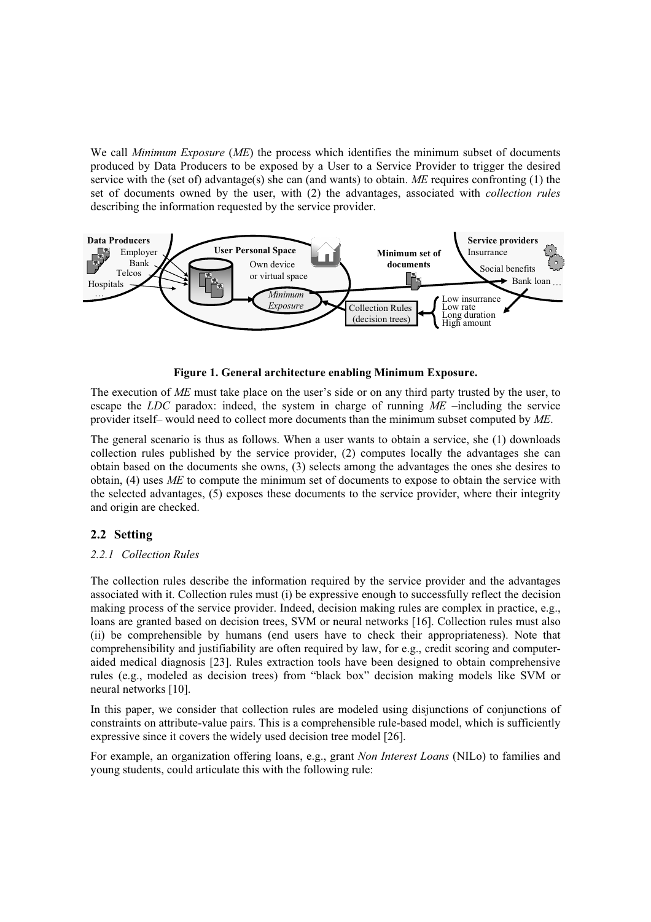We call *Minimum Exposure* (*ME*) the process which identifies the minimum subset of documents produced by Data Producers to be exposed by a User to a Service Provider to trigger the desired service with the (set of) advantage(s) she can (and wants) to obtain. *ME* requires confronting (1) the set of documents owned by the user, with (2) the advantages, associated with *collection rules* describing the information requested by the service provider.

**Figure 1. General architecture enabling Minimum Exposure.**

The execution of *ME* must take place on the user's side or on any third party trusted by the user, to escape the *LDC* paradox: indeed, the system in charge of running *ME* –including the service provider itself– would need to collect more documents than the minimum subset computed by *ME*.

The general scenario is thus as follows. When a user wants to obtain a service, she (1) downloads collection rules published by the service provider, (2) computes locally the advantages she can obtain based on the documents she owns, (3) selects among the advantages the ones she desires to obtain, (4) uses *ME* to compute the minimum set of documents to expose to obtain the service with the selected advantages, (5) exposes these documents to the service provider, where their integrity and origin are checked.

## 2.2 Setting

### *2.2.1 Collection Rules*

The collection rules describe the information required by the service provider and the advantages associated with it. Collection rules must (i) be expressive enough to successfully reflect the decision making process of the service provider. Indeed, decision making rules are complex in practice, e.g., loans are granted based on decision trees, SVM or neural networks [16]. Collection rules must also (ii) be comprehensible by humans (end users have to check their appropriateness). Note that comprehensibility and justifiability are often required by law, for e.g., credit scoring and computer-aided medical diagnosis [23]. Rules extraction tools have been designed to obtain comprehensive rules (e.g., modeled as decision trees) from "black box" decision making models like SVM or neural networks [10].

In this paper, we consider that collection rules are modeled using disjunctions of conjunctions of constraints on attribute-value pairs. This is a comprehensible rule-based model, which is sufficiently expressive since it covers the widely used decision tree model [26].

For example, an organization offering loans, e.g., grant *Non Interest Loans* (NILo) to families and young students, could articulate this with the following rule: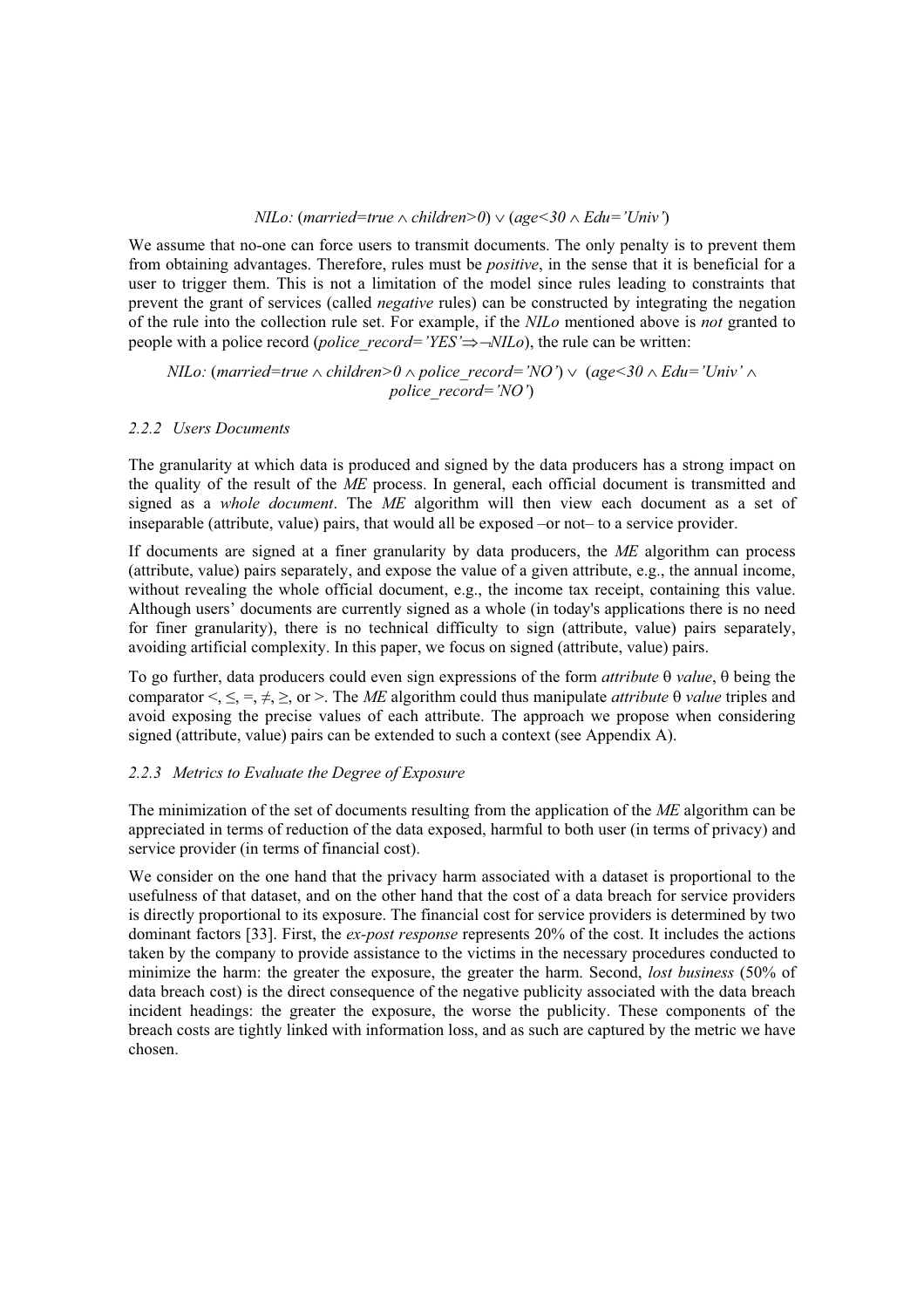$NILo$: $(married{=}true \wedge children{>}0) \vee (age{<}30 \wedge Edu{=}\text{'Univ'})$

We assume that no-one can force users to transmit documents. The only penalty is to prevent them from obtaining advantages. Therefore, rules must be *positive*, in the sense that it is beneficial for a user to trigger them. This is not a limitation of the model since rules leading to constraints that prevent the grant of services (called *negative* rules) can be constructed by integrating the negation of the rule into the collection rule set. For example, if the *NILo* mentioned above is *not* granted to people with a police record ($police\_record{=}\text{'YES'} \Rightarrow \neg NILo$), the rule can be written:

$$NILo: (married{=}true \wedge children{>}0 \wedge police\_record{=}\text{'NO'}) \vee (age{<}30 \wedge Edu{=}\text{'Univ'} \wedge police\_record{=}\text{'NO'})$$

#### 2.2.2 Users Documents

The granularity at which data is produced and signed by the data producers has a strong impact on the quality of the result of the *ME* process. In general, each official document is transmitted and signed as a *whole document*. The *ME* algorithm will then view each document as a set of inseparable (attribute, value) pairs, that would all be exposed –or not– to a service provider.

If documents are signed at a finer granularity by data producers, the *ME* algorithm can process (attribute, value) pairs separately, and expose the value of a given attribute, e.g., the annual income, without revealing the whole official document, e.g., the income tax receipt, containing this value. Although users' documents are currently signed as a whole (in today's applications there is no need for finer granularity), there is no technical difficulty to sign (attribute, value) pairs separately, avoiding artificial complexity. In this paper, we focus on signed (attribute, value) pairs.

To go further, data producers could even sign expressions of the form *attribute* $\theta$ *value*, $\theta$ being the comparator $<$, $\leq$, $=$, $\neq$, $\geq$, or $>$. The *ME* algorithm could thus manipulate *attribute* $\theta$ *value* triples and avoid exposing the precise values of each attribute. The approach we propose when considering signed (attribute, value) pairs can be extended to such a context (see Appendix A).

#### 2.2.3 Metrics to Evaluate the Degree of Exposure

The minimization of the set of documents resulting from the application of the *ME* algorithm can be appreciated in terms of reduction of the data exposed, harmful to both user (in terms of privacy) and service provider (in terms of financial cost).

We consider on the one hand that the privacy harm associated with a dataset is proportional to the usefulness of that dataset, and on the other hand that the cost of a data breach for service providers is directly proportional to its exposure. The financial cost for service providers is determined by two dominant factors [33]. First, the *ex-post response* represents 20% of the cost. It includes the actions taken by the company to provide assistance to the victims in the necessary procedures conducted to minimize the harm: the greater the exposure, the greater the harm. Second, *lost business* (50% of data breach cost) is the direct consequence of the negative publicity associated with the data breach incident headings: the greater the exposure, the worse the publicity. These components of the breach costs are tightly linked with information loss, and as such are captured by the metric we have chosen.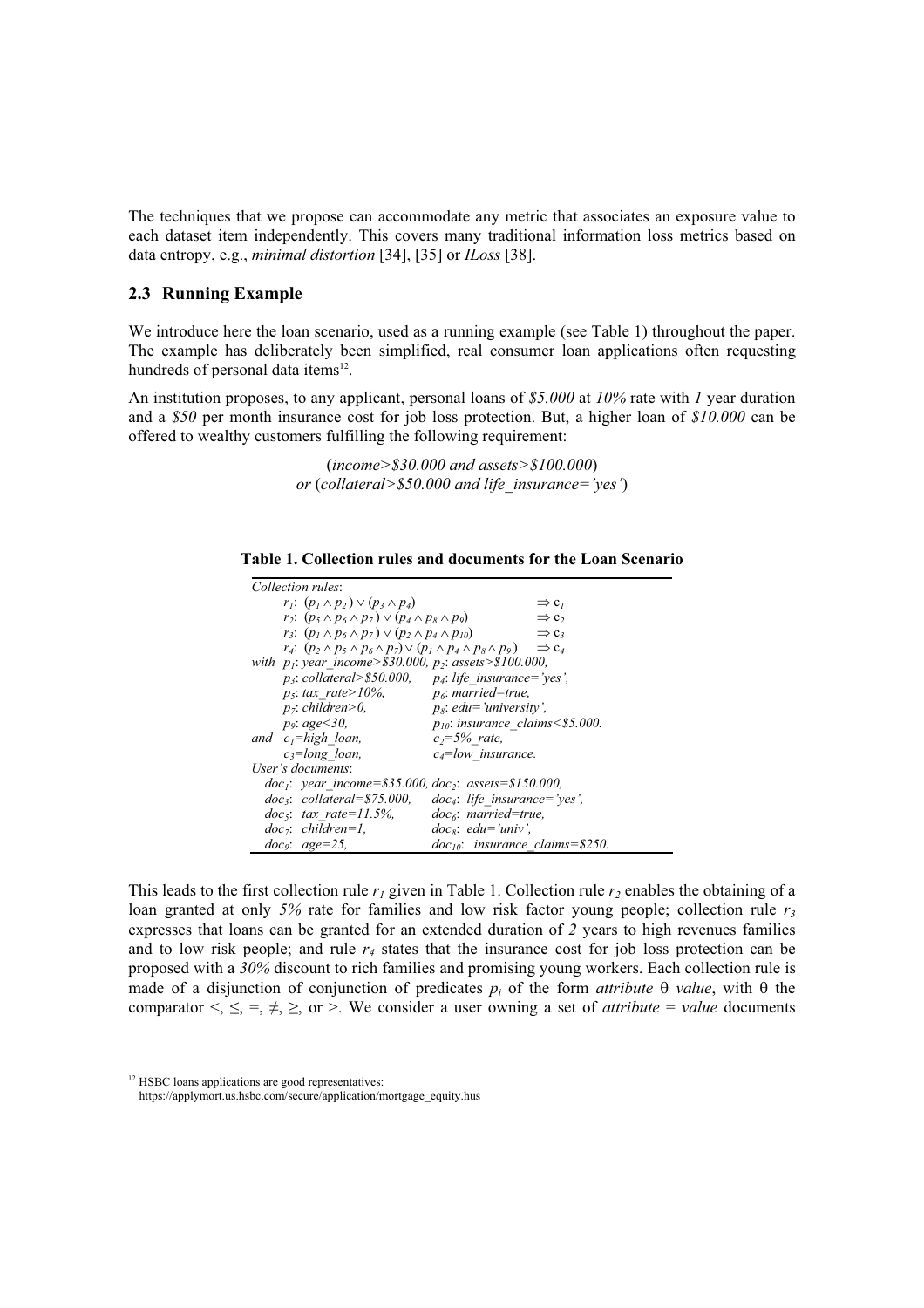The techniques that we propose can accommodate any metric that associates an exposure value to each dataset item independently. This covers many traditional information loss metrics based on data entropy, e.g., *minimal distortion* [34], [35] or *ILoss* [38].

### 2.3 Running Example

We introduce here the loan scenario, used as a running example (see Table 1) throughout the paper. The example has deliberately been simplified, real consumer loan applications often requesting hundreds of personal data items[12].

An institution proposes, to any applicant, personal loans of *\$5.000* at *10%* rate with *1* year duration and a *\$50* per month insurance cost for job loss protection. But, a higher loan of *\$10.000* can be offered to wealthy customers fulfilling the following requirement:

(*income>\$30.000 and assets>\$100.000*)
*or* (*collateral>\$50.000 and life_insurance='yes'*)

**Table 1. Collection rules and documents for the Loan Scenario**

| | | |
|---|---|---|
| *Collection rules*: | | |
| $r_1$: $(p_1 \wedge p_2) \vee (p_3 \wedge p_4)$ | | $\Rightarrow c_1$ |
| $r_2$: $(p_5 \wedge p_6 \wedge p_7) \vee (p_4 \wedge p_8 \wedge p_9)$ | | $\Rightarrow c_2$ |
| $r_3$: $(p_1 \wedge p_6 \wedge p_7) \vee (p_2 \wedge p_4 \wedge p_{10})$ | | $\Rightarrow c_3$ |
| $r_4$: $(p_2 \wedge p_5 \wedge p_6 \wedge p_7) \vee (p_1 \wedge p_4 \wedge p_8 \wedge p_9)$ | | $\Rightarrow c_4$ |
| *with* $p_1$: *year_income>\$30.000,* | $p_2$: *assets>\$100.000,* | |
| $p_3$: *collateral>\$50.000,* | $p_4$: *life_insurance='yes',* | |
| $p_5$: *tax_rate>10%,* | $p_6$: *married=true,* | |
| $p_7$: *children>0,* | $p_8$: *edu='university',* | |
| $p_9$: *age<30,* | $p_{10}$: *insurance_claims<\$5.000.* | |
| *and* $c_1$*=high_loan,* | $c_2$*=5%_rate,* | |
| $c_3$*=long_loan,* | $c_4$*=low_insurance.* | |
| *User's documents*: | | |
| $doc_1$: *year_income=\$35.000,* | $doc_2$: *assets=\$150.000,* | |
| $doc_3$: *collateral=\$75.000,* | $doc_4$: *life_insurance='yes',* | |
| $doc_5$: *tax_rate=11.5%,* | $doc_6$: *married=true,* | |
| $doc_7$: *children=1,* | $doc_8$: *edu='univ',* | |
| $doc_9$: *age=25,* | $doc_{10}$: *insurance_claims=\$250.* | |

This leads to the first collection rule $r_1$ given in Table 1. Collection rule $r_2$ enables the obtaining of a loan granted at only *5%* rate for families and low risk factor young people; collection rule $r_3$ expresses that loans can be granted for an extended duration of *2* years to high revenues families and to low risk people; and rule $r_4$ states that the insurance cost for job loss protection can be proposed with a *30%* discount to rich families and promising young workers. Each collection rule is made of a disjunction of conjunction of predicates $p_i$ of the form *attribute* $\theta$ *value*, with $\theta$ the comparator $<, \leq, =, \neq, \geq$, or $>$. We consider a user owning a set of *attribute* = *value* documents

[12] HSBC loans applications are good representatives: https://applymort.us.hsbc.com/secure/application/mortgage_equity.hus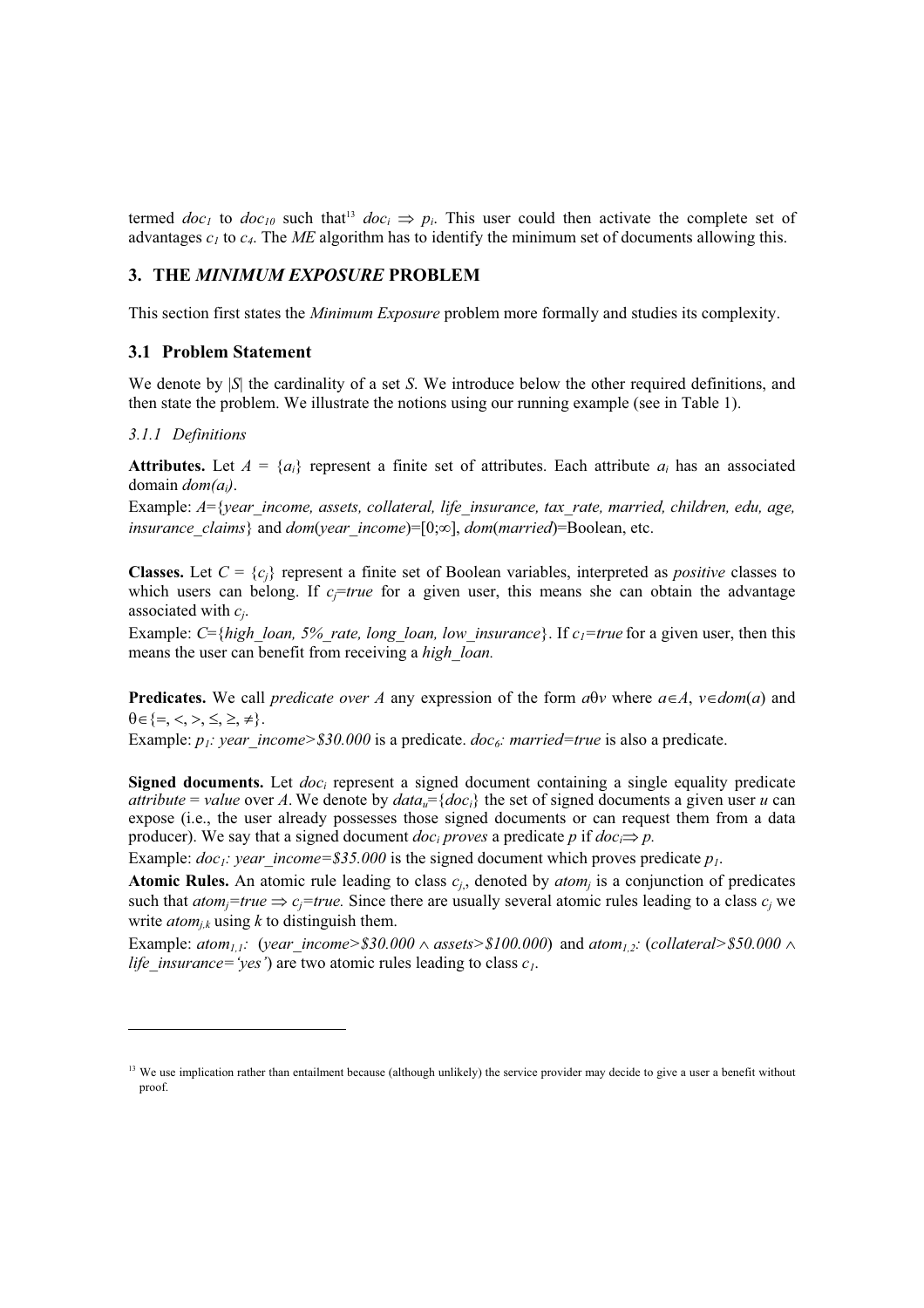termed $doc_1$ to $doc_{10}$ such that[13] $doc_i \Rightarrow p_i$. This user could then activate the complete set of advantages $c_1$ to $c_4$. The *ME* algorithm has to identify the minimum set of documents allowing this.

## 3. THE *MINIMUM EXPOSURE* PROBLEM

This section first states the *Minimum Exposure* problem more formally and studies its complexity.

### 3.1 Problem Statement

We denote by $|S|$ the cardinality of a set $S$. We introduce below the other required definitions, and then state the problem. We illustrate the notions using our running example (see in Table 1).

#### *3.1.1 Definitions*

**Attributes.** Let $A = \{a_i\}$ represent a finite set of attributes. Each attribute $a_i$ has an associated domain $dom(a_i)$.
Example: $A$={*year_income, assets, collateral, life_insurance, tax_rate, married, children, edu, age, insurance_claims*} and *dom*(*year_income*)=$[0;\infty]$, *dom*(*married*)=Boolean, etc.

**Classes.** Let $C = \{c_j\}$ represent a finite set of Boolean variables, interpreted as *positive* classes to which users can belong. If $c_j$=*true* for a given user, this means she can obtain the advantage associated with $c_j$.
Example: $C$={*high_loan, 5%_rate, long_loan, low_insurance*}. If $c_1$=*true* for a given user, then this means the user can benefit from receiving a *high_loan.*

**Predicates.** We call *predicate over A* any expression of the form $a\theta v$ where $a \in A$, $v \in dom(a)$ and $\theta \in \{=, <, >, \leq, \geq, \neq\}$.
Example: $p_1$*: year_income>\$30.000* is a predicate. $doc_6$*: married=true* is also a predicate.

**Signed documents.** Let $doc_i$ represent a signed document containing a single equality predicate *attribute* = *value* over *A*. We denote by $data_u$=$\{doc_i\}$ the set of signed documents a given user *u* can expose (i.e., the user already possesses those signed documents or can request them from a data producer). We say that a signed document $doc_i$ *proves* a predicate *p* if $doc_i \Rightarrow p$.
Example: $doc_1$*: year_income=\$35.000* is the signed document which proves predicate $p_1$.

**Atomic Rules.** An atomic rule leading to class $c_j$, denoted by $atom_j$ is a conjunction of predicates such that $atom_j$=*true* $\Rightarrow$ $c_j$=*true.* Since there are usually several atomic rules leading to a class $c_j$ we write $atom_{j,k}$ using *k* to distinguish them.
Example: $atom_{1,1}$*:* (*year_income>\$30.000* $\wedge$ *assets>\$100.000*) and $atom_{1,2}$*:* (*collateral>\$50.000* $\wedge$ *life_insurance='yes'*) are two atomic rules leading to class $c_1$.

---

[13] We use implication rather than entailment because (although unlikely) the service provider may decide to give a user a benefit without proof.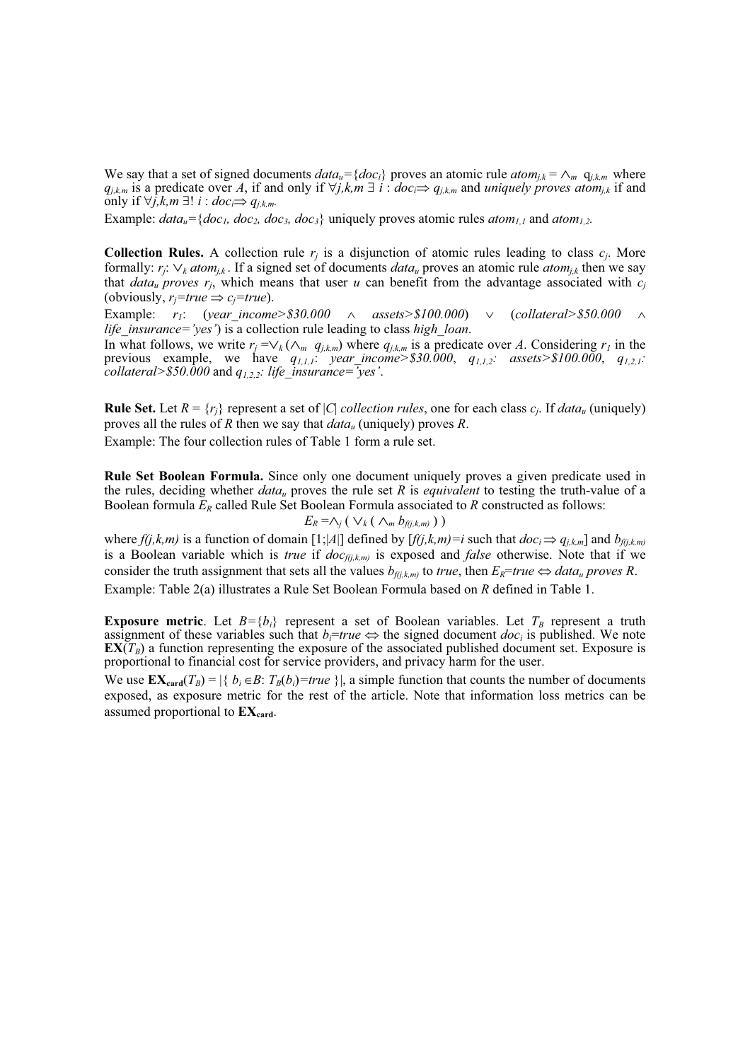We say that a set of signed documents $data_u=\{doc_i\}$ proves an atomic rule $atom_{j,k} = \wedge_m\ q_{j,k,m}$ where $q_{j,k,m}$ is a predicate over $A$, if and only if $\forall j,k,m\ \exists\ i : doc_i \Rightarrow q_{j,k,m}$ and *uniquely proves* $atom_{j,k}$ if and only if $\forall j,k,m\ \exists!\ i : doc_i \Rightarrow q_{j,k,m}$.

Example: $data_u=\{doc_1, doc_2, doc_3\}$ uniquely proves atomic rules $atom_{1,1}$ and $atom_{1,2}$.

**Collection Rules.** A collection rule $r_j$ is a disjunction of atomic rules leading to class $c_j$. More formally: $r_j$: $\vee_k\ atom_{j,k}$. If a signed set of documents $data_u$ proves an atomic rule $atom_{j,k}$ then we say that *$data_u$ proves $r_j$*, which means that user $u$ can benefit from the advantage associated with $c_j$ (obviously, $r_j=true \Rightarrow c_j=true$).

Example: $r_1$: (*year_income>$30.000* $\wedge$ *assets>$100.000*) $\vee$ (*collateral>$50.000* $\wedge$ *life_insurance='yes'*) is a collection rule leading to class *high_loan*.

In what follows, we write $r_j = \vee_k (\wedge_m\ q_{j,k,m})$ where $q_{j,k,m}$ is a predicate over $A$. Considering $r_1$ in the previous example, we have $q_{1,1,1}$: *year_income>$30.000*, $q_{1,1,2}$: *assets>$100.000*, $q_{1,2,1}$: *collateral>$50.000* and $q_{1,2,2}$: *life_insurance='yes'*.

**Rule Set.** Let $R = \{r_j\}$ represent a set of $|C|$ *collection rules*, one for each class $c_j$. If $data_u$ (uniquely) proves all the rules of $R$ then we say that $data_u$ (uniquely) proves $R$.

Example: The four collection rules of Table 1 form a rule set.

**Rule Set Boolean Formula.** Since only one document uniquely proves a given predicate used in the rules, deciding whether $data_u$ proves the rule set $R$ is *equivalent* to testing the truth-value of a Boolean formula $E_R$ called Rule Set Boolean Formula associated to $R$ constructed as follows:

$$E_R = \wedge_j \left( \vee_k \left( \wedge_m\ b_{f(j,k,m)} \right) \right)$$

where $f(j,k,m)$ is a function of domain $[1;|A|]$ defined by $[f(j,k,m)=i$ such that $doc_i \Rightarrow q_{j,k,m}]$ and $b_{f(j,k,m)}$ is a Boolean variable which is *true* if $doc_{f(j,k,m)}$ is exposed and *false* otherwise. Note that if we consider the truth assignment that sets all the values $b_{f(j,k,m)}$ to *true*, then $E_R=true \Leftrightarrow data_u$ *proves* $R$.

Example: Table 2(a) illustrates a Rule Set Boolean Formula based on $R$ defined in Table 1.

**Exposure metric**. Let $B=\{b_i\}$ represent a set of Boolean variables. Let $T_B$ represent a truth assignment of these variables such that $b_i=true \Leftrightarrow$ the signed document $doc_i$ is published. We note $\mathbf{EX}(T_B)$ a function representing the exposure of the associated published document set. Exposure is proportional to financial cost for service providers, and privacy harm for the user.

We use $\mathbf{EX_{card}}(T_B) = |\{ b_i \in B: T_B(b_i)=true \}|$, a simple function that counts the number of documents exposed, as exposure metric for the rest of the article. Note that information loss metrics can be assumed proportional to $\mathbf{EX_{card}}$.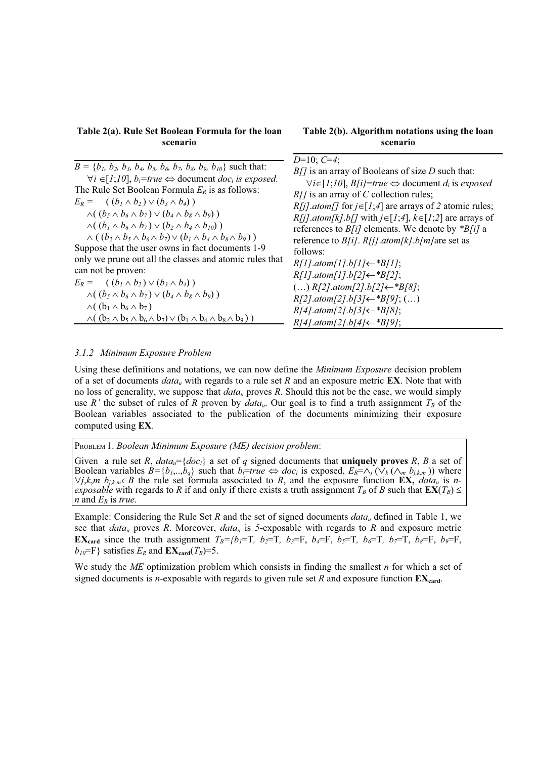**Table 2(a). Rule Set Boolean Formula for the loan scenario**

$B = \{b_1, b_2, b_3, b_4, b_5, b_6, b_7, b_8, b_9, b_{10}\}$ such that:

$\forall i \in [1;10]$, $b_i = true \Leftrightarrow$ document $doc_i$ *is exposed*.

The Rule Set Boolean Formula $E_R$ is as follows:

$$
\begin{aligned}
E_R = \quad & ((b_1 \wedge b_2) \vee (b_3 \wedge b_4)) \\
& \wedge ((b_5 \wedge b_6 \wedge b_7) \vee (b_4 \wedge b_8 \wedge b_9)) \\
& \wedge ((b_1 \wedge b_6 \wedge b_7) \vee (b_2 \wedge b_4 \wedge b_{10})) \\
& \wedge ((b_2 \wedge b_5 \wedge b_6 \wedge b_7) \vee (b_1 \wedge b_4 \wedge b_8 \wedge b_9))
\end{aligned}
$$

Suppose that the user owns in fact documents 1-9 only we prune out all the classes and atomic rules that can not be proven:

$$
\begin{aligned}
E_R = \quad & ((b_1 \wedge b_2) \vee (b_3 \wedge b_4)) \\
& \wedge ((b_5 \wedge b_6 \wedge b_7) \vee (b_4 \wedge b_8 \wedge b_9)) \\
& \wedge (b_1 \wedge b_6 \wedge b_7) \\
& \wedge ((b_2 \wedge b_5 \wedge b_6 \wedge b_7) \vee (b_1 \wedge b_4 \wedge b_8 \wedge b_9))
\end{aligned}
$$

**Table 2(b). Algorithm notations using the loan scenario**

$D$=10; $C$=*4*;

*B[]* is an array of Booleans of size *D* such that:

$\forall i \in [1;10]$, $B[i] = true \Leftrightarrow$ document $d_i$ is *exposed*

*R[]* is an array of *C* collection rules;

*R[j].atom[]* for $j \in [1;4]$ are arrays of *2* atomic rules;

*R[j].atom[k].b[]* with $j \in [1;4]$, $k \in [1;2]$ are arrays of references to *B[i]* elements. We denote by *\*B[i]* a reference to *B[i]*. *R[j].atom[k].b[m]* are set as follows:

*R[1].atom[1].b[1]* ← *\*B[1]*;

*R[1].atom[1].b[2]* ← *\*B[2]*;

(…) *R[2].atom[2].b[2]* ← *\*B[8]*;

*R[2].atom[2].b[3]* ← *\*B[9]*; (…)

*R[4].atom[2].b[3]* ← *\*B[8]*;

*R[4].atom[2].b[4]* ← *\*B[9]*;

### 3.1.2 Minimum Exposure Problem

Using these definitions and notations, we can now define the *Minimum Exposure* decision problem of a set of documents $data_u$ with regards to a rule set *R* and an exposure metric **EX**. Note that with no loss of generality, we suppose that $data_u$ proves *R*. Should this not be the case, we would simply use *R'* the subset of rules of *R* proven by $data_u$. Our goal is to find a truth assignment $T_B$ of the Boolean variables associated to the publication of the documents minimizing their exposure computed using **EX**.

> PROBLEM 1. *Boolean Minimum Exposure (ME) decision problem*:
>
> Given a rule set *R*, $data_u = \{doc_i\}$ a set of *q* signed documents that **uniquely proves** *R*, *B* a set of Boolean variables $B = \{b_1,..,b_q\}$ such that $b_i = true \Leftrightarrow doc_i$ is exposed, $E_R = \wedge_j (\vee_k (\wedge_m b_{j,k,m}))$ where $\forall j,k,m\ b_{j,k,m} \in B$ the rule set formula associated to *R*, and the exposure function **EX**, $data_u$ is *n-exposable* with regards to *R* if and only if there exists a truth assignment $T_B$ of *B* such that $\mathbf{EX}(T_B) \leq n$ and $E_R$ is *true*.

Example: Considering the Rule Set *R* and the set of signed documents $data_u$ defined in Table 1, we see that $data_u$ proves *R*. Moreover, $data_u$ is *5*-exposable with regards to *R* and exposure metric $\mathbf{EX_{card}}$ since the truth assignment $T_B = \{b_1$=T, $b_2$=T, $b_3$=F, $b_4$=F, $b_5$=T, $b_6$=T, $b_7$=T, $b_8$=F, $b_9$=F, $b_{10}$=F$\}$ satisfies $E_R$ and $\mathbf{EX_{card}}(T_B)$=5.

We study the *ME* optimization problem which consists in finding the smallest *n* for which a set of signed documents is *n*-exposable with regards to given rule set *R* and exposure function $\mathbf{EX_{card}}$.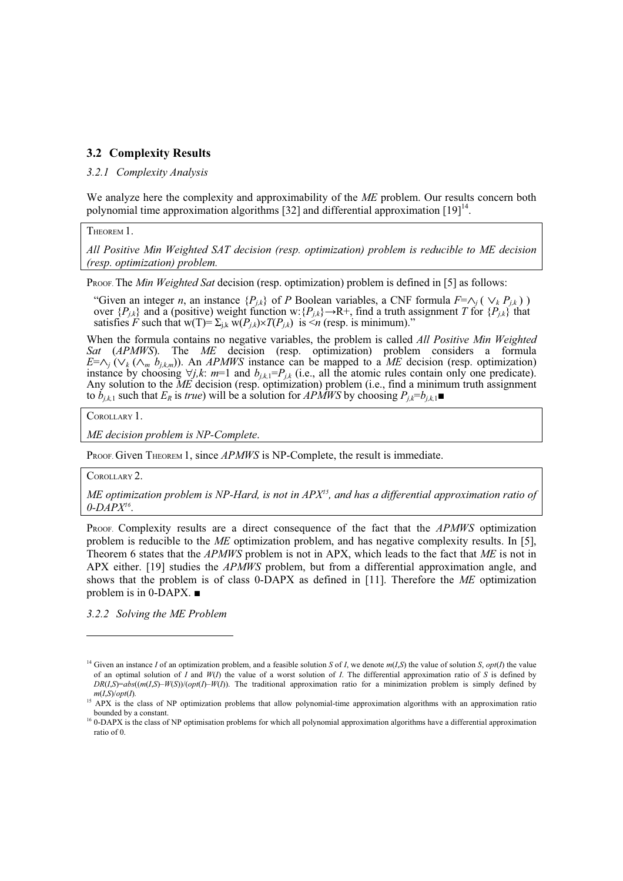## 3.2 Complexity Results

### *3.2.1 Complexity Analysis*

We analyze here the complexity and approximability of the *ME* problem. Our results concern both polynomial time approximation algorithms [32] and differential approximation [19][14].

THEOREM 1.

*All Positive Min Weighted SAT decision (resp. optimization) problem is reducible to ME decision (resp. optimization) problem.*

PROOF. The *Min Weighted Sat* decision (resp. optimization) problem is defined in [5] as follows:

> "Given an integer *n*, an instance $\{P_{j,k}\}$ of *P* Boolean variables, a CNF formula $F=\wedge_j ( \vee_k P_{j,k} )$ over $\{P_{j,k}\}$ and a (positive) weight function $w:\{P_{j,k}\}\rightarrow R+$, find a truth assignment *T* for $\{P_{j,k}\}$ that satisfies *F* such that $w(T)= \Sigma_{j,k}\ w(P_{j,k})\times T(P_{j,k})$ is $<n$ (resp. is minimum)."

When the formula contains no negative variables, the problem is called *All Positive Min Weighted Sat* (*APMWS*). The *ME* decision (resp. optimization) problem considers a formula $E=\wedge_j (\vee_k (\wedge_m\ b_{j,k,m}))$. An *APMWS* instance can be mapped to a *ME* decision (resp. optimization) instance by choosing $\forall j,k$: $m$=1 and $b_{j,k,1}=P_{j,k}$ (i.e., all the atomic rules contain only one predicate). Any solution to the *ME* decision (resp. optimization) problem (i.e., find a minimum truth assignment to $b_{j,k,1}$ such that $E_R$ is *true*) will be a solution for *APMWS* by choosing $P_{j,k}=b_{j,k,1}$■

COROLLARY 1.

*ME decision problem is NP-Complete.*

PROOF. Given THEOREM 1, since *APMWS* is NP-Complete, the result is immediate.

COROLLARY 2.

*ME optimization problem is NP-Hard, is not in APX*[15]*, and has a differential approximation ratio of 0-DAPX*[16]*.*

PROOF. Complexity results are a direct consequence of the fact that the *APMWS* optimization problem is reducible to the *ME* optimization problem, and has negative complexity results. In [5], Theorem 6 states that the *APMWS* problem is not in APX, which leads to the fact that *ME* is not in APX either. [19] studies the *APMWS* problem, but from a differential approximation angle, and shows that the problem is of class 0-DAPX as defined in [11]. Therefore the *ME* optimization problem is in 0-DAPX. ■

### *3.2.2 Solving the ME Problem*

---

[14] Given an instance *I* of an optimization problem, and a feasible solution *S* of *I*, we denote $m(I,S)$ the value of solution *S*, $opt(I)$ the value of an optimal solution of *I* and $W(I)$ the value of a worst solution of *I*. The differential approximation ratio of *S* is defined by $DR(I,S)=abs((m(I,S)-W(S))/(opt(I)-W(I))$. The traditional approximation ratio for a minimization problem is simply defined by $m(I,S)/opt(I)$.

[15] APX is the class of NP optimization problems that allow polynomial-time approximation algorithms with an approximation ratio bounded by a constant.

[16] 0-DAPX is the class of NP optimisation problems for which all polynomial approximation algorithms have a differential approximation ratio of 0.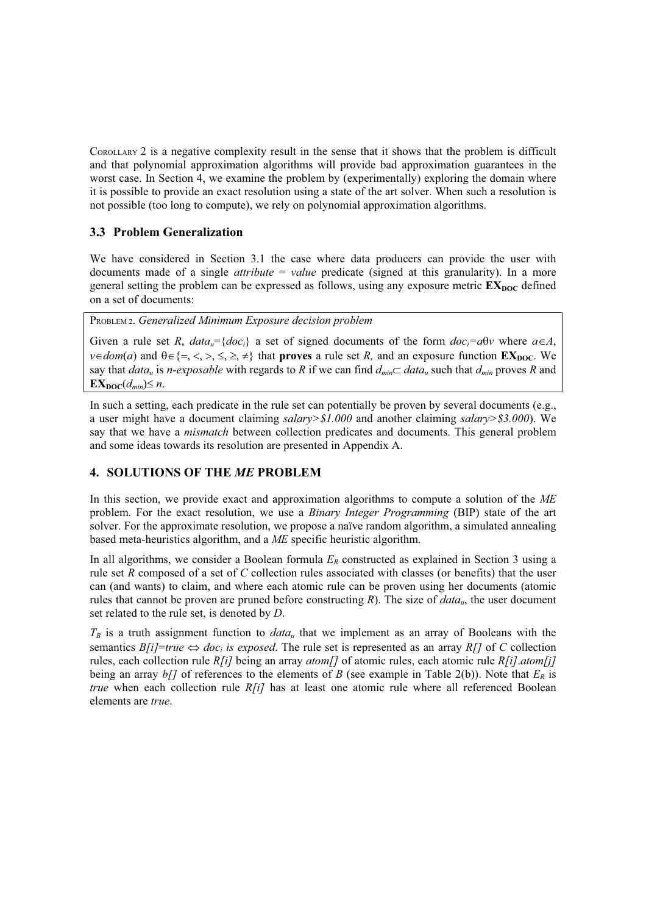COROLLARY 2 is a negative complexity result in the sense that it shows that the problem is difficult and that polynomial approximation algorithms will provide bad approximation guarantees in the worst case. In Section 4, we examine the problem by (experimentally) exploring the domain where it is possible to provide an exact resolution using a state of the art solver. When such a resolution is not possible (too long to compute), we rely on polynomial approximation algorithms.

### 3.3 Problem Generalization

We have considered in Section 3.1 the case where data producers can provide the user with documents made of a single *attribute = value* predicate (signed at this granularity). In a more general setting the problem can be expressed as follows, using any exposure metric $\mathbf{EX_{DOC}}$ defined on a set of documents:

PROBLEM 2. *Generalized Minimum Exposure decision problem*

Given a rule set $R$, $data_u=\{doc_i\}$ a set of signed documents of the form $doc_i=a\theta v$ where $a\in A$, $v\in dom(a)$ and $\theta\in\{=, <, >, \leq, \geq, \neq\}$ that **proves** a rule set $R$, and an exposure function $\mathbf{EX_{DOC}}$. We say that $data_u$ is *n-exposable* with regards to $R$ if we can find $d_{min}\subset data_u$ such that $d_{min}$ proves $R$ and $\mathbf{EX_{DOC}}(d_{min})\leq n$.

In such a setting, each predicate in the rule set can potentially be proven by several documents (e.g., a user might have a document claiming *salary>$1.000* and another claiming *salary>$3.000*). We say that we have a *mismatch* between collection predicates and documents. This general problem and some ideas towards its resolution are presented in Appendix A.

## 4. SOLUTIONS OF THE *ME* PROBLEM

In this section, we provide exact and approximation algorithms to compute a solution of the *ME* problem. For the exact resolution, we use a *Binary Integer Programming* (BIP) state of the art solver. For the approximate resolution, we propose a naïve random algorithm, a simulated annealing based meta-heuristics algorithm, and a *ME* specific heuristic algorithm.

In all algorithms, we consider a Boolean formula $E_R$ constructed as explained in Section 3 using a rule set $R$ composed of a set of $C$ collection rules associated with classes (or benefits) that the user can (and wants) to claim, and where each atomic rule can be proven using her documents (atomic rules that cannot be proven are pruned before constructing $R$). The size of $data_u$, the user document set related to the rule set, is denoted by $D$.

$T_B$ is a truth assignment function to $data_u$ that we implement as an array of Booleans with the semantics $B[i]=true \Leftrightarrow doc_i$ *is exposed*. The rule set is represented as an array $R[]$ of $C$ collection rules, each collection rule $R[i]$ being an array $atom[]$ of atomic rules, each atomic rule $R[i].atom[j]$ being an array $b[]$ of references to the elements of $B$ (see example in Table 2(b)). Note that $E_R$ is *true* when each collection rule $R[i]$ has at least one atomic rule where all referenced Boolean elements are *true*.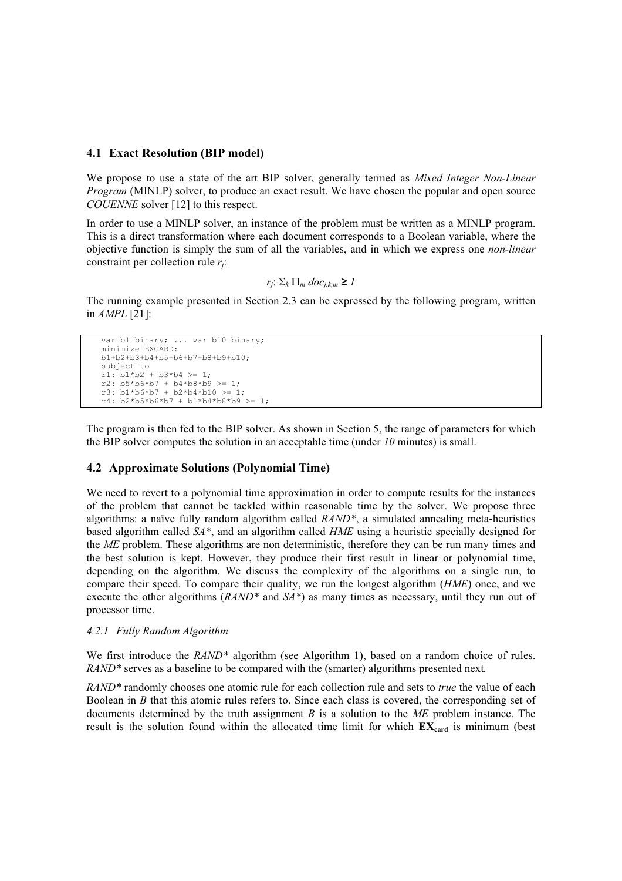### 4.1 Exact Resolution (BIP model)

We propose to use a state of the art BIP solver, generally termed as *Mixed Integer Non-Linear Program* (MINLP) solver, to produce an exact result. We have chosen the popular and open source *COUENNE* solver [12] to this respect.

In order to use a MINLP solver, an instance of the problem must be written as a MINLP program. This is a direct transformation where each document corresponds to a Boolean variable, where the objective function is simply the sum of all the variables, and in which we express one *non-linear* constraint per collection rule $r_j$:

$$r_j\text{: } \Sigma_k \Pi_m \, doc_{j,k,m} \geq 1$$

The running example presented in Section 2.3 can be expressed by the following program, written in *AMPL* [21]:

```
var b1 binary; ... var b10 binary;
minimize EXCARD:
b1+b2+b3+b4+b5+b6+b7+b8+b9+b10;
subject to
r1: b1*b2 + b3*b4 >= 1;
r2: b5*b6*b7 + b4*b8*b9 >= 1;
r3: b1*b6*b7 + b2*b4*b10 >= 1;
r4: b2*b5*b6*b7 + b1*b4*b8*b9 >= 1;
```

The program is then fed to the BIP solver. As shown in Section 5, the range of parameters for which the BIP solver computes the solution in an acceptable time (under *10* minutes) is small.

### 4.2 Approximate Solutions (Polynomial Time)

We need to revert to a polynomial time approximation in order to compute results for the instances of the problem that cannot be tackled within reasonable time by the solver. We propose three algorithms: a naïve fully random algorithm called *RAND\**, a simulated annealing meta-heuristics based algorithm called *SA\**, and an algorithm called *HME* using a heuristic specially designed for the *ME* problem. These algorithms are non deterministic, therefore they can be run many times and the best solution is kept. However, they produce their first result in linear or polynomial time, depending on the algorithm. We discuss the complexity of the algorithms on a single run, to compare their speed. To compare their quality, we run the longest algorithm (*HME*) once, and we execute the other algorithms (*RAND\** and *SA\**) as many times as necessary, until they run out of processor time.

#### 4.2.1 Fully Random Algorithm

We first introduce the *RAND\** algorithm (see Algorithm 1), based on a random choice of rules. *RAND\** serves as a baseline to be compared with the (smarter) algorithms presented next.

*RAND\** randomly chooses one atomic rule for each collection rule and sets to *true* the value of each Boolean in *B* that this atomic rules refers to. Since each class is covered, the corresponding set of documents determined by the truth assignment *B* is a solution to the *ME* problem instance. The result is the solution found within the allocated time limit for which $\mathbf{EX_{card}}$ is minimum (best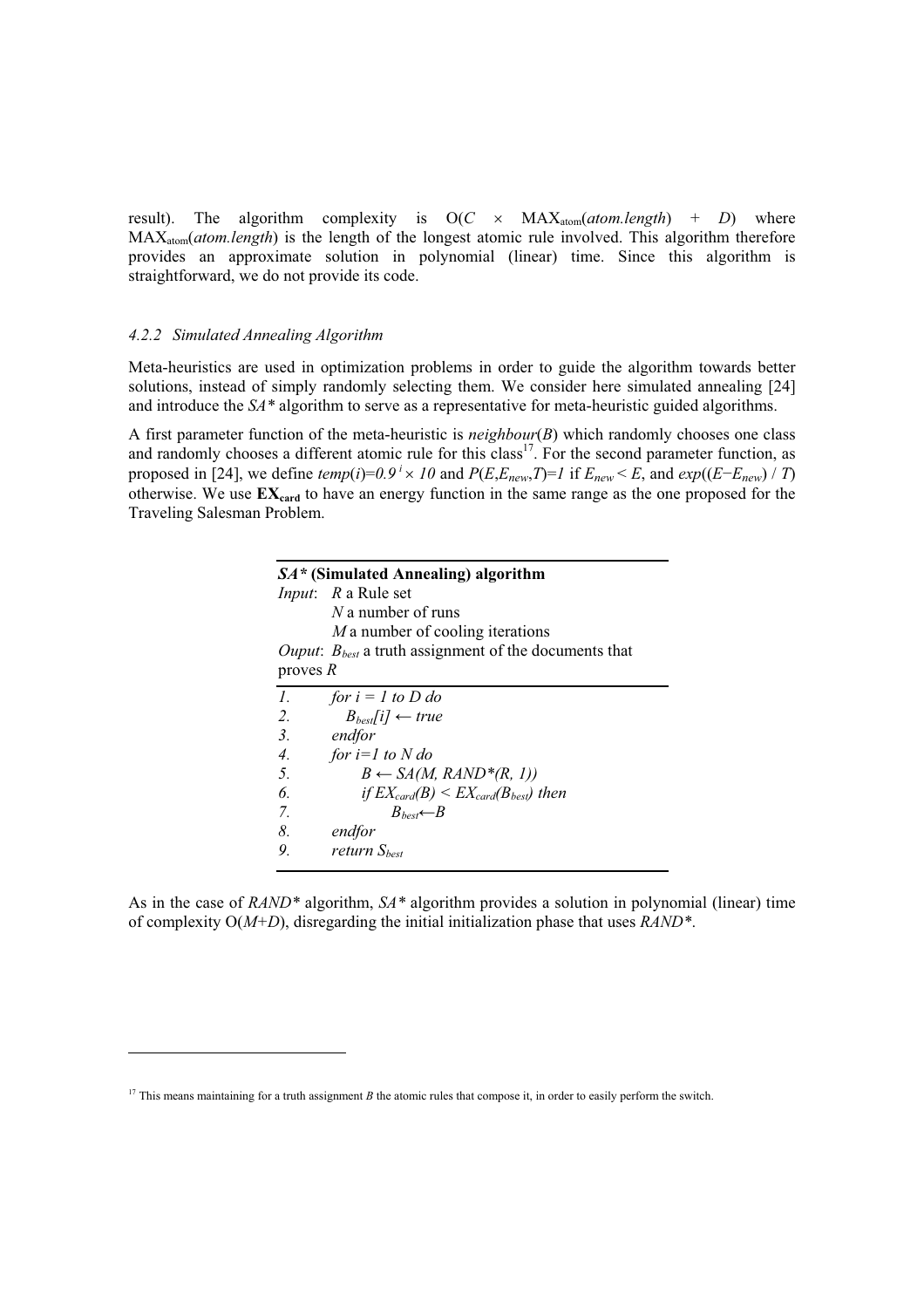result). The algorithm complexity is $O(C \times MAX_{atom}(atom.length) + D)$ where $MAX_{atom}(atom.length)$ is the length of the longest atomic rule involved. This algorithm therefore provides an approximate solution in polynomial (linear) time. Since this algorithm is straightforward, we do not provide its code.

#### *4.2.2 Simulated Annealing Algorithm*

Meta-heuristics are used in optimization problems in order to guide the algorithm towards better solutions, instead of simply randomly selecting them. We consider here simulated annealing [24] and introduce the *SA\** algorithm to serve as a representative for meta-heuristic guided algorithms.

A first parameter function of the meta-heuristic is *neighbour*(*B*) which randomly chooses one class and randomly chooses a different atomic rule for this class[17]. For the second parameter function, as proposed in [24], we define $temp(i)=0.9^{i} \times 10$ and $P(E,E_{new},T)=1$ if $E_{new} < E$, and $exp((E-E_{new}) / T)$ otherwise. We use $\mathbf{EX_{card}}$ to have an energy function in the same range as the one proposed for the Traveling Salesman Problem.

**SA\* (Simulated Annealing) algorithm**

*Input*: *R* a Rule set
*N* a number of runs
*M* a number of cooling iterations

*Ouput*: $B_{best}$ a truth assignment of the documents that proves *R*

```
1.   for i = 1 to D do
2.      B_best[i] ← true
3.   endfor
4.   for i=1 to N do
5.        B ← SA(M, RAND*(R, 1))
6.        if EX_card(B) < EX_card(B_best) then
7.              B_best←B
8.   endfor
9.   return S_best
```

As in the case of *RAND\** algorithm, *SA\** algorithm provides a solution in polynomial (linear) time of complexity $O(M+D)$, disregarding the initial initialization phase that uses *RAND\**.

---

[17] This means maintaining for a truth assignment *B* the atomic rules that compose it, in order to easily perform the switch.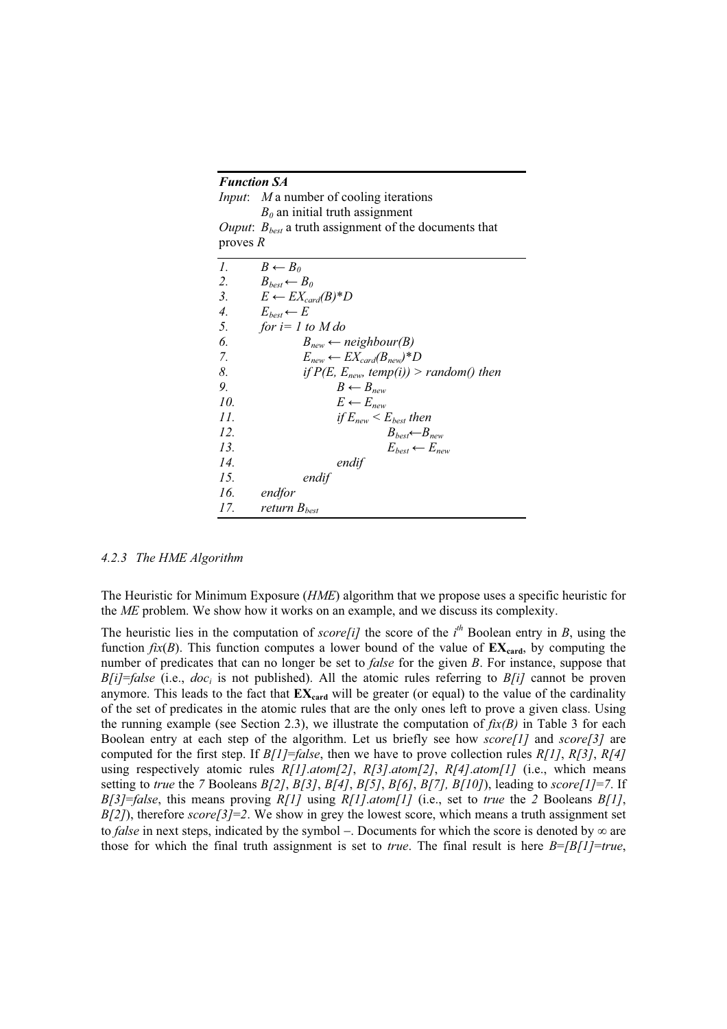**Function SA**

*Input*: $M$ a number of cooling iterations
$B_0$ an initial truth assignment

*Ouput*: $B_{best}$ a truth assignment of the documents that proves $R$

```
1.   B ← B_0
2.   B_best ← B_0
3.   E ← EX_card(B)*D
4.   E_best ← E
5.   for i= 1 to M do
6.        B_new ← neighbour(B)
7.        E_new ← EX_card(B_new)*D
8.        if P(E, E_new, temp(i)) > random() then
9.             B ← B_new
10.            E ← E_new
11.            if E_new < E_best then
12.                 B_best ← B_new
13.                 E_best ← E_new
14.            endif
15.       endif
16.  endfor
17.  return B_best
```

#### 4.2.3 The HME Algorithm

The Heuristic for Minimum Exposure (*HME*) algorithm that we propose uses a specific heuristic for the *ME* problem. We show how it works on an example, and we discuss its complexity.

The heuristic lies in the computation of *score[i]* the score of the $i^{th}$ Boolean entry in $B$, using the function *fix*($B$). This function computes a lower bound of the value of $\mathbf{EX_{card}}$, by computing the number of predicates that can no longer be set to *false* for the given $B$. For instance, suppose that *B[i]=false* (i.e., $doc_i$ is not published). All the atomic rules referring to *B[i]* cannot be proven anymore. This leads to the fact that $\mathbf{EX_{card}}$ will be greater (or equal) to the value of the cardinality of the set of predicates in the atomic rules that are the only ones left to prove a given class. Using the running example (see Section 2.3), we illustrate the computation of *fix(B)* in Table 3 for each Boolean entry at each step of the algorithm. Let us briefly see how *score[1]* and *score[3]* are computed for the first step. If *B[1]=false*, then we have to prove collection rules *R[1]*, *R[3]*, *R[4]* using respectively atomic rules *R[1].atom[2]*, *R[3].atom[2]*, *R[4].atom[1]* (i.e., which means setting to *true* the *7* Booleans *B[2]*, *B[3]*, *B[4]*, *B[5]*, *B[6]*, *B[7], B[10]*), leading to *score[1]=7*. If *B[3]=false*, this means proving *R[1]* using *R[1].atom[1]* (i.e., set to *true* the *2* Booleans *B[1]*, *B[2]*), therefore *score[3]=2*. We show in grey the lowest score, which means a truth assignment set to *false* in next steps, indicated by the symbol –. Documents for which the score is denoted by ∞ are those for which the final truth assignment is set to *true*. The final result is here *B=[B[1]=true*,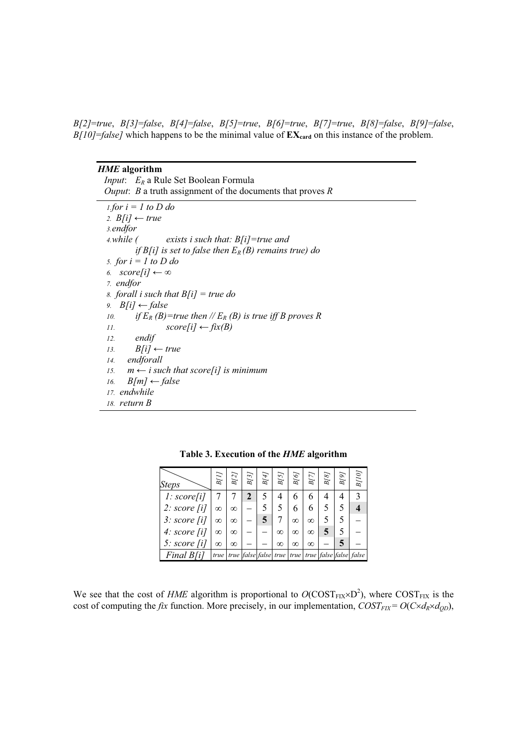*B[2]=true*, *B[3]=false*, *B[4]=false*, *B[5]=true*, *B[6]=true*, *B[7]=true*, *B[8]=false*, *B[9]=false*, *B[10]=false]* which happens to be the minimal value of $\mathbf{EX_{card}}$ on this instance of the problem.

***HME* algorithm**

*Input*: $E_R$ a Rule Set Boolean Formula

*Ouput*: *B* a truth assignment of the documents that proves *R*

```
1. for i = 1 to D do
2.   B[i] ← true
3. endfor
4. while (    exists i such that: B[i]=true and
        if B[i] is set to false then E_R(B) remains true) do
5.   for i = 1 to D do
6.     score[i] ← ∞
7.   endfor
8.   forall i such that B[i] = true do
9.     B[i] ← false
10.    if E_R(B)=true then // E_R(B) is true iff B proves R
11.        score[i] ← fix(B)
12.    endif
13.    B[i] ← true
14.  endforall
15.  m ← i such that score[i] is minimum
16.  B[m] ← false
17. endwhile
18. return B
```

**Table 3. Execution of the *HME* algorithm**

| *Steps* | *B[1]* | *B[2]* | *B[3]* | *B[4]* | *B[5]* | *B[6]* | *B[7]* | *B[8]* | *B[9]* | *B[10]* |
|---|---|---|---|---|---|---|---|---|---|---|
| *1: score[i]* | 7 | 7 | **2** | 5 | 4 | 6 | 6 | 4 | 4 | 3 |
| *2: score [i]* | ∞ | ∞ | – | 5 | 5 | 6 | 6 | 5 | 5 | **4** |
| *3: score [i]* | ∞ | ∞ | – | **5** | 7 | ∞ | ∞ | 5 | 5 | – |
| *4: score [i]* | ∞ | ∞ | – | – | ∞ | ∞ | ∞ | **5** | 5 | – |
| *5: score [i]* | ∞ | ∞ | – | – | ∞ | ∞ | ∞ | – | **5** | – |
| *Final B[i]* | *true* | *true* | *false* | *false* | *true* | *true* | *true* | *false* | *false* | *false* |

We see that the cost of *HME* algorithm is proportional to $O(\text{COST}_{\text{FIX}} \times \text{D}^2)$, where $\text{COST}_{\text{FIX}}$ is the cost of computing the *fix* function. More precisely, in our implementation, $COST_{FIX} = O(C \times d_R \times d_{QD})$,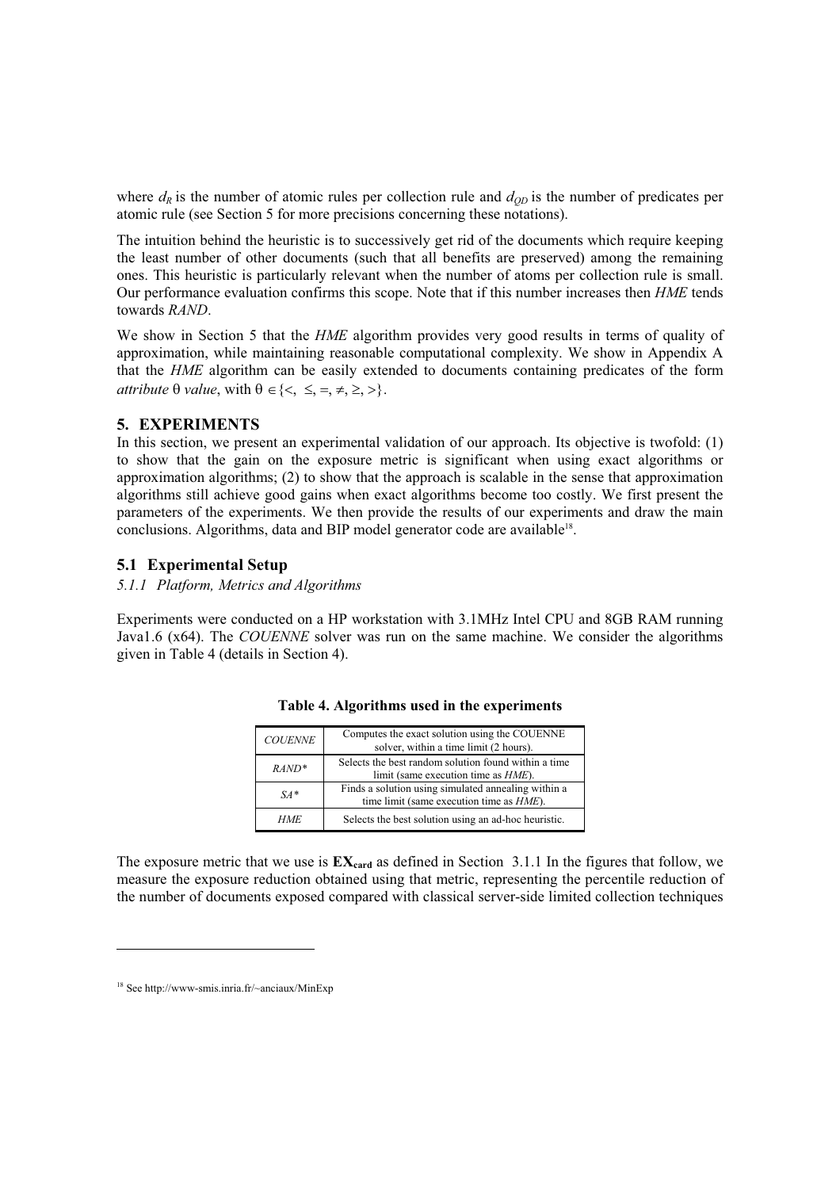where $d_R$ is the number of atomic rules per collection rule and $d_{QD}$ is the number of predicates per atomic rule (see Section 5 for more precisions concerning these notations).

The intuition behind the heuristic is to successively get rid of the documents which require keeping the least number of other documents (such that all benefits are preserved) among the remaining ones. This heuristic is particularly relevant when the number of atoms per collection rule is small. Our performance evaluation confirms this scope. Note that if this number increases then *HME* tends towards *RAND*.

We show in Section 5 that the *HME* algorithm provides very good results in terms of quality of approximation, while maintaining reasonable computational complexity. We show in Appendix A that the *HME* algorithm can be easily extended to documents containing predicates of the form *attribute* $\theta$ *value*, with $\theta \in \{<, \leq, =, \neq, \geq, >\}$.

## 5. EXPERIMENTS

In this section, we present an experimental validation of our approach. Its objective is twofold: (1) to show that the gain on the exposure metric is significant when using exact algorithms or approximation algorithms; (2) to show that the approach is scalable in the sense that approximation algorithms still achieve good gains when exact algorithms become too costly. We first present the parameters of the experiments. We then provide the results of our experiments and draw the main conclusions. Algorithms, data and BIP model generator code are available[18].

### 5.1 Experimental Setup

#### *5.1.1 Platform, Metrics and Algorithms*

Experiments were conducted on a HP workstation with 3.1MHz Intel CPU and 8GB RAM running Java1.6 (x64). The *COUENNE* solver was run on the same machine. We consider the algorithms given in Table 4 (details in Section 4).

**Table 4. Algorithms used in the experiments**

| | |
|---|---|
| *COUENNE* | Computes the exact solution using the COUENNE solver, within a time limit (2 hours). |
| *RAND\** | Selects the best random solution found within a time limit (same execution time as *HME*). |
| *SA\** | Finds a solution using simulated annealing within a time limit (same execution time as *HME*). |
| *HME* | Selects the best solution using an ad-hoc heuristic. |

The exposure metric that we use is $\mathbf{EX_{card}}$ as defined in Section 3.1.1 In the figures that follow, we measure the exposure reduction obtained using that metric, representing the percentile reduction of the number of documents exposed compared with classical server-side limited collection techniques

[18] See http://www-smis.inria.fr/~anciaux/MinExp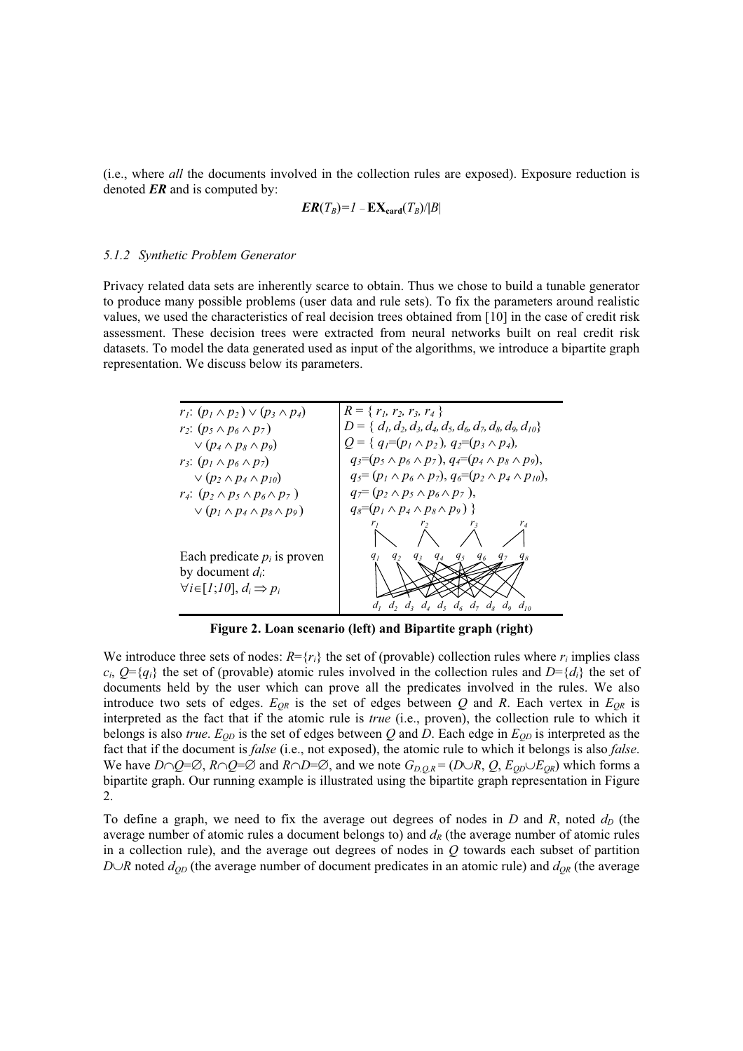(i.e., where *all* the documents involved in the collection rules are exposed). Exposure reduction is denoted ***ER*** and is computed by:

$$\boldsymbol{ER}(T_B)=1-\mathbf{EX}_{\mathbf{card}}(T_B)/|B|$$

### 5.1.2 Synthetic Problem Generator

Privacy related data sets are inherently scarce to obtain. Thus we chose to build a tunable generator to produce many possible problems (user data and rule sets). To fix the parameters around realistic values, we used the characteristics of real decision trees obtained from [10] in the case of credit risk assessment. These decision trees were extracted from neural networks built on real credit risk datasets. To model the data generated used as input of the algorithms, we introduce a bipartite graph representation. We discuss below its parameters.

| | |
|---|---|
| $r_1$: $(p_1 \wedge p_2) \vee (p_3 \wedge p_4)$ <br> $r_2$: $(p_5 \wedge p_6 \wedge p_7)$ <br> $\vee (p_4 \wedge p_8 \wedge p_9)$ <br> $r_3$: $(p_1 \wedge p_6 \wedge p_7)$ <br> $\vee (p_2 \wedge p_4 \wedge p_{10})$ <br> $r_4$: $(p_2 \wedge p_5 \wedge p_6 \wedge p_7)$ <br> $\vee (p_1 \wedge p_4 \wedge p_8 \wedge p_9)$ | $R = \{ r_1, r_2, r_3, r_4 \}$ <br> $D = \{ d_1, d_2, d_3, d_4, d_5, d_6, d_7, d_8, d_9, d_{10} \}$ <br> $Q = \{ q_1=(p_1 \wedge p_2), q_2=(p_3 \wedge p_4),$ <br> $q_3=(p_5 \wedge p_6 \wedge p_7), q_4=(p_4 \wedge p_8 \wedge p_9),$ <br> $q_5=(p_1 \wedge p_6 \wedge p_7), q_6=(p_2 \wedge p_4 \wedge p_{10}),$ <br> $q_7=(p_2 \wedge p_5 \wedge p_6 \wedge p_7),$ <br> $q_8=(p_1 \wedge p_4 \wedge p_8 \wedge p_9) \}$ |
| Each predicate $p_i$ is proven by document $d_i$: <br> $\forall i \in [1;10], d_i \Rightarrow p_i$ | [Bipartite graph: $r_1, r_2, r_3, r_4$ connected to $q_1, \ldots, q_8$, connected to $d_1, \ldots, d_{10}$] |

**Figure 2. Loan scenario (left) and Bipartite graph (right)**

We introduce three sets of nodes: $R=\{r_i\}$ the set of (provable) collection rules where $r_i$ implies class $c_i$, $Q=\{q_i\}$ the set of (provable) atomic rules involved in the collection rules and $D=\{d_i\}$ the set of documents held by the user which can prove all the predicates involved in the rules. We also introduce two sets of edges. $E_{QR}$ is the set of edges between $Q$ and $R$. Each vertex in $E_{QR}$ is interpreted as the fact that if the atomic rule is *true* (i.e., proven), the collection rule to which it belongs is also *true*. $E_{QD}$ is the set of edges between $Q$ and $D$. Each edge in $E_{QD}$ is interpreted as the fact that if the document is *false* (i.e., not exposed), the atomic rule to which it belongs is also *false*. We have $D \cap Q=\emptyset$, $R \cap Q=\emptyset$ and $R \cap D=\emptyset$, and we note $G_{D,Q,R} = (D \cup R, Q, E_{QD} \cup E_{QR})$ which forms a bipartite graph. Our running example is illustrated using the bipartite graph representation in Figure 2.

To define a graph, we need to fix the average out degrees of nodes in $D$ and $R$, noted $d_D$ (the average number of atomic rules a document belongs to) and $d_R$ (the average number of atomic rules in a collection rule), and the average out degrees of nodes in $Q$ towards each subset of partition $D \cup R$ noted $d_{QD}$ (the average number of document predicates in an atomic rule) and $d_{QR}$ (the average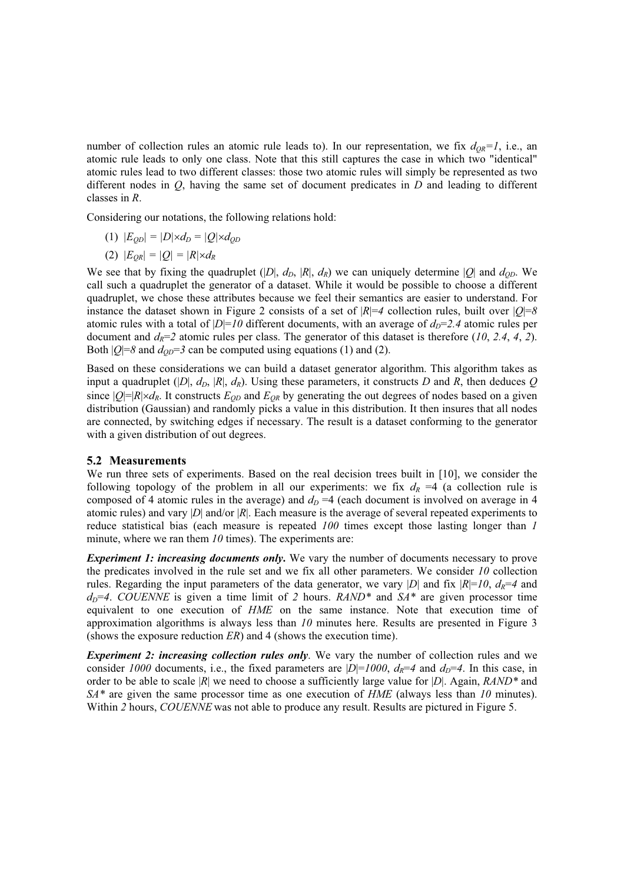number of collection rules an atomic rule leads to). In our representation, we fix $d_{QR}=1$, i.e., an atomic rule leads to only one class. Note that this still captures the case in which two "identical" atomic rules lead to two different classes: those two atomic rules will simply be represented as two different nodes in $Q$, having the same set of document predicates in $D$ and leading to different classes in $R$.

Considering our notations, the following relations hold:

(1) $|E_{QD}| = |D| \times d_D = |Q| \times d_{QD}$

(2) $|E_{QR}| = |Q| = |R| \times d_R$

We see that by fixing the quadruplet ($|D|$, $d_D$, $|R|$, $d_R$) we can uniquely determine $|Q|$ and $d_{QD}$. We call such a quadruplet the generator of a dataset. While it would be possible to choose a different quadruplet, we chose these attributes because we feel their semantics are easier to understand. For instance the dataset shown in Figure 2 consists of a set of $|R|=4$ collection rules, built over $|Q|=8$ atomic rules with a total of $|D|=10$ different documents, with an average of $d_D=2.4$ atomic rules per document and $d_R=2$ atomic rules per class. The generator of this dataset is therefore (*10*, *2.4*, *4*, *2*). Both $|Q|=8$ and $d_{QD}=3$ can be computed using equations (1) and (2).

Based on these considerations we can build a dataset generator algorithm. This algorithm takes as input a quadruplet ($|D|$, $d_D$, $|R|$, $d_R$). Using these parameters, it constructs $D$ and $R$, then deduces $Q$ since $|Q|=|R| \times d_R$. It constructs $E_{QD}$ and $E_{QR}$ by generating the out degrees of nodes based on a given distribution (Gaussian) and randomly picks a value in this distribution. It then insures that all nodes are connected, by switching edges if necessary. The result is a dataset conforming to the generator with a given distribution of out degrees.

### 5.2 Measurements

We run three sets of experiments. Based on the real decision trees built in [10], we consider the following topology of the problem in all our experiments: we fix $d_R=4$ (a collection rule is composed of 4 atomic rules in the average) and $d_D=4$ (each document is involved on average in 4 atomic rules) and vary $|D|$ and/or $|R|$. Each measure is the average of several repeated experiments to reduce statistical bias (each measure is repeated *100* times except those lasting longer than *1* minute, where we ran them *10* times). The experiments are:

***Experiment 1: increasing documents only***. We vary the number of documents necessary to prove the predicates involved in the rule set and we fix all other parameters. We consider *10* collection rules. Regarding the input parameters of the data generator, we vary $|D|$ and fix $|R|=10$, $d_R=4$ and $d_D=4$. *COUENNE* is given a time limit of *2* hours. *RAND\** and *SA\** are given processor time equivalent to one execution of *HME* on the same instance. Note that execution time of approximation algorithms is always less than *10* minutes here. Results are presented in Figure 3 (shows the exposure reduction *ER*) and 4 (shows the execution time).

***Experiment 2: increasing collection rules only***. We vary the number of collection rules and we consider *1000* documents, i.e., the fixed parameters are $|D|=1000$, $d_R=4$ and $d_D=4$. In this case, in order to be able to scale $|R|$ we need to choose a sufficiently large value for $|D|$. Again, *RAND\** and *SA\** are given the same processor time as one execution of *HME* (always less than *10* minutes). Within *2* hours, *COUENNE* was not able to produce any result. Results are pictured in Figure 5.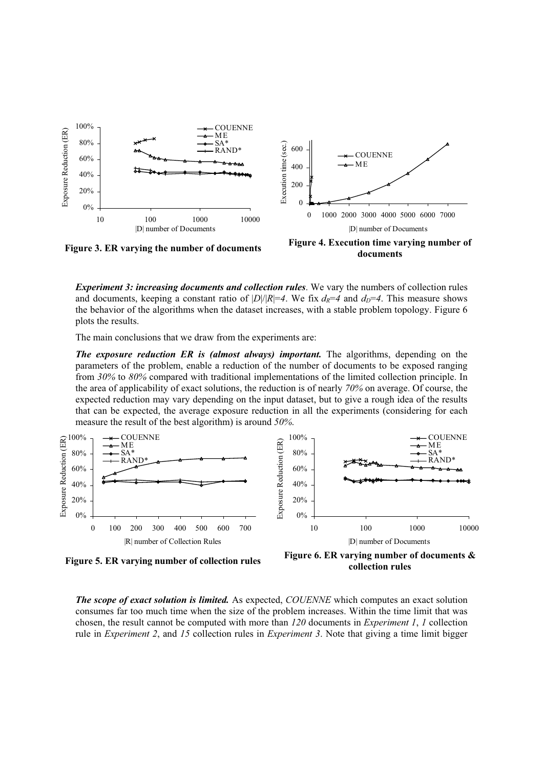Figure 3. ER varying the number of documents

Figure 4. Execution time varying number of documents

***Experiment 3: increasing documents and collection rules***. We vary the numbers of collection rules and documents, keeping a constant ratio of $|D|/|R|=4$. We fix $d_R=4$ and $d_D=4$. This measure shows the behavior of the algorithms when the dataset increases, with a stable problem topology. Figure 6 plots the results.

The main conclusions that we draw from the experiments are:

***The exposure reduction ER is (almost always) important.*** The algorithms, depending on the parameters of the problem, enable a reduction of the number of documents to be exposed ranging from *30%* to *80%* compared with traditional implementations of the limited collection principle. In the area of applicability of exact solutions, the reduction is of nearly *70%* on average. Of course, the expected reduction may vary depending on the input dataset, but to give a rough idea of the results that can be expected, the average exposure reduction in all the experiments (considering for each measure the result of the best algorithm) is around *50%*.

Figure 5. ER varying number of collection rules

Figure 6. ER varying number of documents & collection rules

***The scope of exact solution is limited.*** As expected, *COUENNE* which computes an exact solution consumes far too much time when the size of the problem increases. Within the time limit that was chosen, the result cannot be computed with more than *120* documents in *Experiment 1*, *1* collection rule in *Experiment 2*, and *15* collection rules in *Experiment 3*. Note that giving a time limit bigger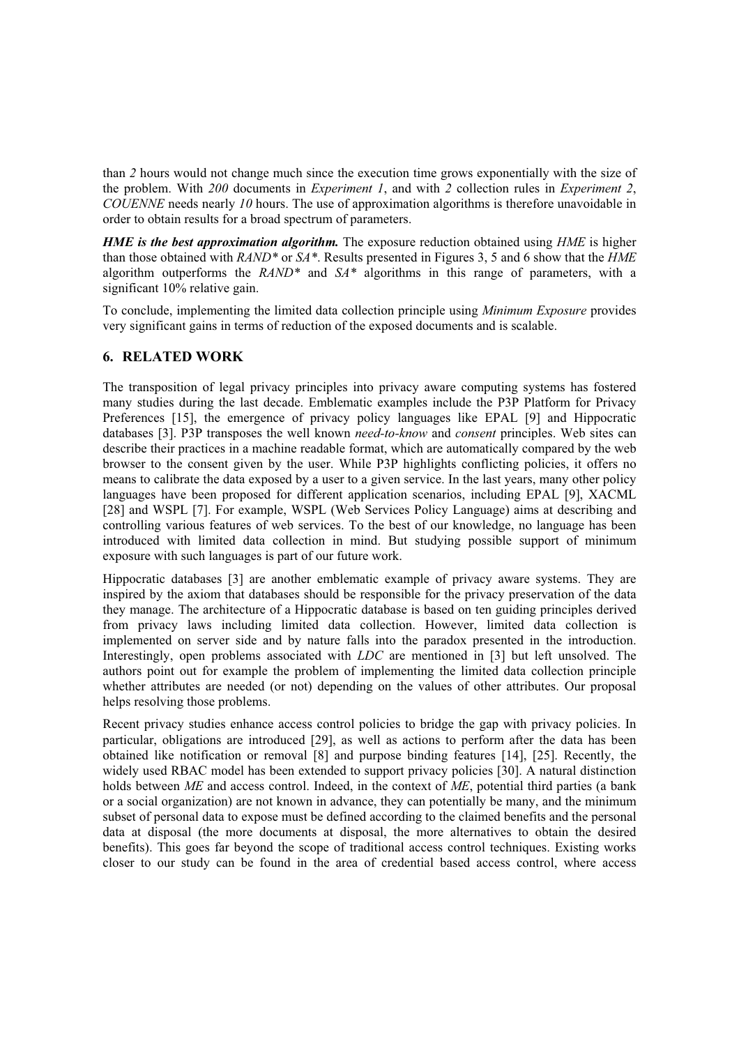than *2* hours would not change much since the execution time grows exponentially with the size of the problem. With *200* documents in *Experiment 1*, and with *2* collection rules in *Experiment 2*, *COUENNE* needs nearly *10* hours. The use of approximation algorithms is therefore unavoidable in order to obtain results for a broad spectrum of parameters.

***HME is the best approximation algorithm.*** The exposure reduction obtained using *HME* is higher than those obtained with *RAND** or *SA**. Results presented in Figures 3, 5 and 6 show that the *HME* algorithm outperforms the *RAND** and *SA** algorithms in this range of parameters, with a significant 10% relative gain.

To conclude, implementing the limited data collection principle using *Minimum Exposure* provides very significant gains in terms of reduction of the exposed documents and is scalable.

## 6. RELATED WORK

The transposition of legal privacy principles into privacy aware computing systems has fostered many studies during the last decade. Emblematic examples include the P3P Platform for Privacy Preferences [15], the emergence of privacy policy languages like EPAL [9] and Hippocratic databases [3]. P3P transposes the well known *need-to-know* and *consent* principles. Web sites can describe their practices in a machine readable format, which are automatically compared by the web browser to the consent given by the user. While P3P highlights conflicting policies, it offers no means to calibrate the data exposed by a user to a given service. In the last years, many other policy languages have been proposed for different application scenarios, including EPAL [9], XACML [28] and WSPL [7]. For example, WSPL (Web Services Policy Language) aims at describing and controlling various features of web services. To the best of our knowledge, no language has been introduced with limited data collection in mind. But studying possible support of minimum exposure with such languages is part of our future work.

Hippocratic databases [3] are another emblematic example of privacy aware systems. They are inspired by the axiom that databases should be responsible for the privacy preservation of the data they manage. The architecture of a Hippocratic database is based on ten guiding principles derived from privacy laws including limited data collection. However, limited data collection is implemented on server side and by nature falls into the paradox presented in the introduction. Interestingly, open problems associated with *LDC* are mentioned in [3] but left unsolved. The authors point out for example the problem of implementing the limited data collection principle whether attributes are needed (or not) depending on the values of other attributes. Our proposal helps resolving those problems.

Recent privacy studies enhance access control policies to bridge the gap with privacy policies. In particular, obligations are introduced [29], as well as actions to perform after the data has been obtained like notification or removal [8] and purpose binding features [14], [25]. Recently, the widely used RBAC model has been extended to support privacy policies [30]. A natural distinction holds between *ME* and access control. Indeed, in the context of *ME*, potential third parties (a bank or a social organization) are not known in advance, they can potentially be many, and the minimum subset of personal data to expose must be defined according to the claimed benefits and the personal data at disposal (the more documents at disposal, the more alternatives to obtain the desired benefits). This goes far beyond the scope of traditional access control techniques. Existing works closer to our study can be found in the area of credential based access control, where access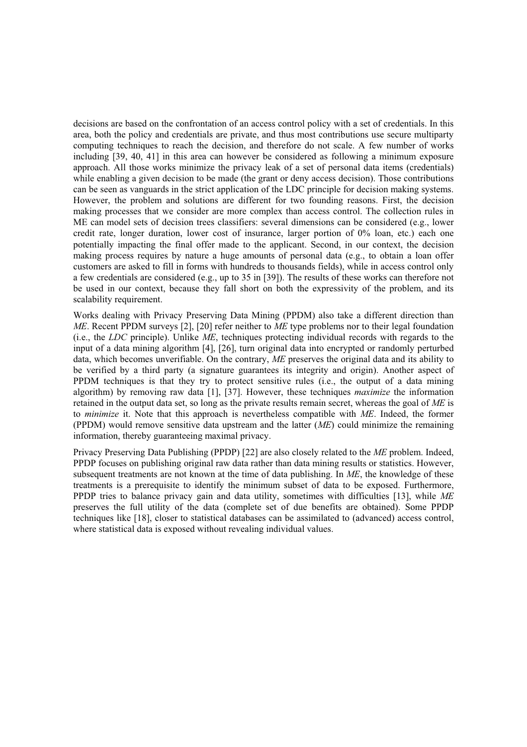decisions are based on the confrontation of an access control policy with a set of credentials. In this area, both the policy and credentials are private, and thus most contributions use secure multiparty computing techniques to reach the decision, and therefore do not scale. A few number of works including [39, 40, 41] in this area can however be considered as following a minimum exposure approach. All those works minimize the privacy leak of a set of personal data items (credentials) while enabling a given decision to be made (the grant or deny access decision). Those contributions can be seen as vanguards in the strict application of the LDC principle for decision making systems. However, the problem and solutions are different for two founding reasons. First, the decision making processes that we consider are more complex than access control. The collection rules in ME can model sets of decision trees classifiers: several dimensions can be considered (e.g., lower credit rate, longer duration, lower cost of insurance, larger portion of 0% loan, etc.) each one potentially impacting the final offer made to the applicant. Second, in our context, the decision making process requires by nature a huge amounts of personal data (e.g., to obtain a loan offer customers are asked to fill in forms with hundreds to thousands fields), while in access control only a few credentials are considered (e.g., up to 35 in [39]). The results of these works can therefore not be used in our context, because they fall short on both the expressivity of the problem, and its scalability requirement.

Works dealing with Privacy Preserving Data Mining (PPDM) also take a different direction than *ME*. Recent PPDM surveys [2], [20] refer neither to *ME* type problems nor to their legal foundation (i.e., the *LDC* principle). Unlike *ME*, techniques protecting individual records with regards to the input of a data mining algorithm [4], [26], turn original data into encrypted or randomly perturbed data, which becomes unverifiable. On the contrary, *ME* preserves the original data and its ability to be verified by a third party (a signature guarantees its integrity and origin). Another aspect of PPDM techniques is that they try to protect sensitive rules (i.e., the output of a data mining algorithm) by removing raw data [1], [37]. However, these techniques *maximize* the information retained in the output data set, so long as the private results remain secret, whereas the goal of *ME* is to *minimize* it. Note that this approach is nevertheless compatible with *ME*. Indeed, the former (PPDM) would remove sensitive data upstream and the latter (*ME*) could minimize the remaining information, thereby guaranteeing maximal privacy.

Privacy Preserving Data Publishing (PPDP) [22] are also closely related to the *ME* problem. Indeed, PPDP focuses on publishing original raw data rather than data mining results or statistics. However, subsequent treatments are not known at the time of data publishing. In *ME*, the knowledge of these treatments is a prerequisite to identify the minimum subset of data to be exposed. Furthermore, PPDP tries to balance privacy gain and data utility, sometimes with difficulties [13], while *ME* preserves the full utility of the data (complete set of due benefits are obtained). Some PPDP techniques like [18], closer to statistical databases can be assimilated to (advanced) access control, where statistical data is exposed without revealing individual values.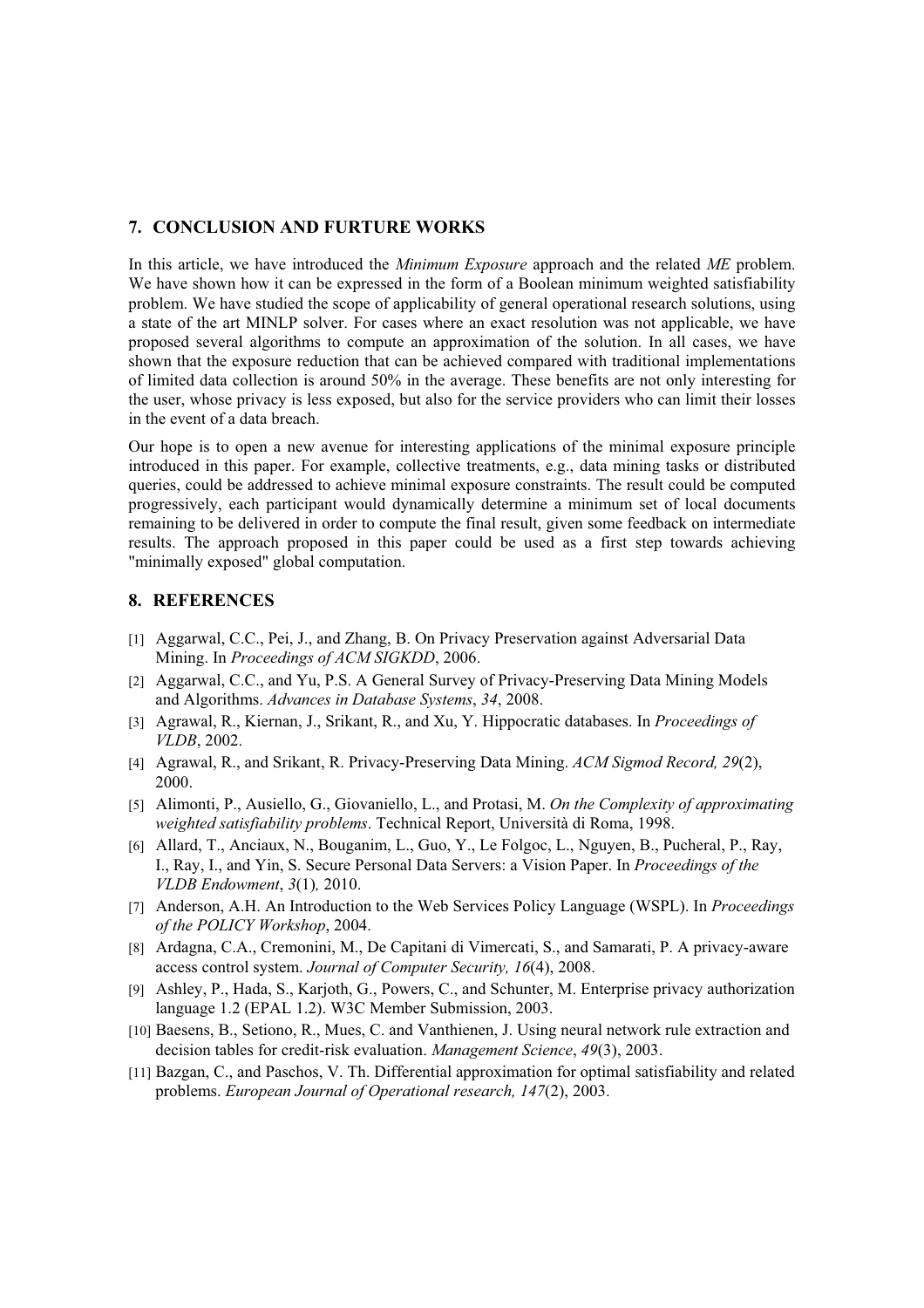## 7. CONCLUSION AND FURTURE WORKS

In this article, we have introduced the *Minimum Exposure* approach and the related *ME* problem. We have shown how it can be expressed in the form of a Boolean minimum weighted satisfiability problem. We have studied the scope of applicability of general operational research solutions, using a state of the art MINLP solver. For cases where an exact resolution was not applicable, we have proposed several algorithms to compute an approximation of the solution. In all cases, we have shown that the exposure reduction that can be achieved compared with traditional implementations of limited data collection is around 50% in the average. These benefits are not only interesting for the user, whose privacy is less exposed, but also for the service providers who can limit their losses in the event of a data breach.

Our hope is to open a new avenue for interesting applications of the minimal exposure principle introduced in this paper. For example, collective treatments, e.g., data mining tasks or distributed queries, could be addressed to achieve minimal exposure constraints. The result could be computed progressively, each participant would dynamically determine a minimum set of local documents remaining to be delivered in order to compute the final result, given some feedback on intermediate results. The approach proposed in this paper could be used as a first step towards achieving "minimally exposed" global computation.

## 8. REFERENCES

[1] Aggarwal, C.C., Pei, J., and Zhang, B. On Privacy Preservation against Adversarial Data Mining. In *Proceedings of ACM SIGKDD*, 2006.

[2] Aggarwal, C.C., and Yu, P.S. A General Survey of Privacy-Preserving Data Mining Models and Algorithms. *Advances in Database Systems*, *34*, 2008.

[3] Agrawal, R., Kiernan, J., Srikant, R., and Xu, Y. Hippocratic databases. In *Proceedings of VLDB*, 2002.

[4] Agrawal, R., and Srikant, R. Privacy-Preserving Data Mining. *ACM Sigmod Record, 29*(2), 2000.

[5] Alimonti, P., Ausiello, G., Giovaniello, L., and Protasi, M. *On the Complexity of approximating weighted satisfiability problems*. Technical Report, Università di Roma, 1998.

[6] Allard, T., Anciaux, N., Bouganim, L., Guo, Y., Le Folgoc, L., Nguyen, B., Pucheral, P., Ray, I., Ray, I., and Yin, S. Secure Personal Data Servers: a Vision Paper. In *Proceedings of the VLDB Endowment*, *3*(1), 2010.

[7] Anderson, A.H. An Introduction to the Web Services Policy Language (WSPL). In *Proceedings of the POLICY Workshop*, 2004.

[8] Ardagna, C.A., Cremonini, M., De Capitani di Vimercati, S., and Samarati, P. A privacy-aware access control system. *Journal of Computer Security, 16*(4), 2008.

[9] Ashley, P., Hada, S., Karjoth, G., Powers, C., and Schunter, M. Enterprise privacy authorization language 1.2 (EPAL 1.2). W3C Member Submission, 2003.

[10] Baesens, B., Setiono, R., Mues, C. and Vanthienen, J. Using neural network rule extraction and decision tables for credit-risk evaluation. *Management Science*, *49*(3), 2003.

[11] Bazgan, C., and Paschos, V. Th. Differential approximation for optimal satisfiability and related problems. *European Journal of Operational research, 147*(2), 2003.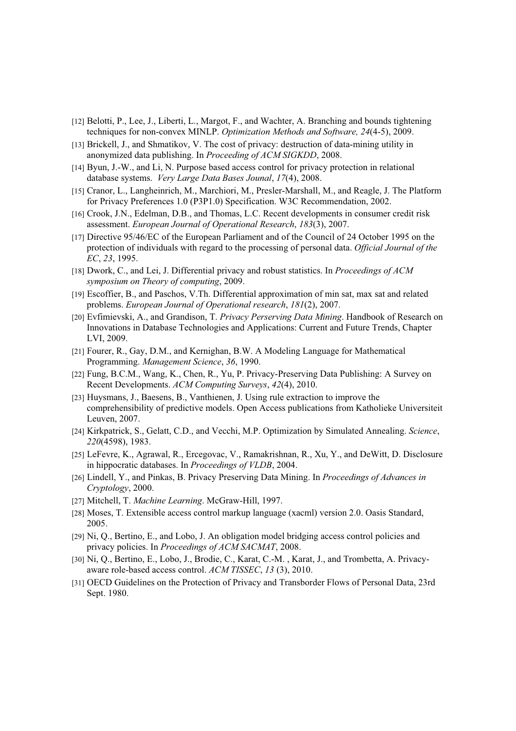[12] Belotti, P., Lee, J., Liberti, L., Margot, F., and Wachter, A. Branching and bounds tightening techniques for non-convex MINLP. *Optimization Methods and Software, 24*(4-5), 2009.

[13] Brickell, J., and Shmatikov, V. The cost of privacy: destruction of data-mining utility in anonymized data publishing. In *Proceeding of ACM SIGKDD*, 2008.

[14] Byun, J.-W., and Li, N. Purpose based access control for privacy protection in relational database systems. *Very Large Data Bases Jounal*, *17*(4), 2008.

[15] Cranor, L., Langheinrich, M., Marchiori, M., Presler-Marshall, M., and Reagle, J. The Platform for Privacy Preferences 1.0 (P3P1.0) Specification. W3C Recommendation, 2002.

[16] Crook, J.N., Edelman, D.B., and Thomas, L.C. Recent developments in consumer credit risk assessment. *European Journal of Operational Research*, *183*(3), 2007.

[17] Directive 95/46/EC of the European Parliament and of the Council of 24 October 1995 on the protection of individuals with regard to the processing of personal data. *Official Journal of the EC*, *23*, 1995.

[18] Dwork, C., and Lei, J. Differential privacy and robust statistics. In *Proceedings of ACM symposium on Theory of computing*, 2009.

[19] Escoffier, B., and Paschos, V.Th. Differential approximation of min sat, max sat and related problems. *European Journal of Operational research*, *181*(2), 2007.

[20] Evfimievski, A., and Grandison, T. *Privacy Perserving Data Mining*. Handbook of Research on Innovations in Database Technologies and Applications: Current and Future Trends, Chapter LVI, 2009.

[21] Fourer, R., Gay, D.M., and Kernighan, B.W. A Modeling Language for Mathematical Programming. *Management Science*, *36*, 1990.

[22] Fung, B.C.M., Wang, K., Chen, R., Yu, P. Privacy-Preserving Data Publishing: A Survey on Recent Developments. *ACM Computing Surveys*, *42*(4), 2010.

[23] Huysmans, J., Baesens, B., Vanthienen, J. Using rule extraction to improve the comprehensibility of predictive models. Open Access publications from Katholieke Universiteit Leuven, 2007.

[24] Kirkpatrick, S., Gelatt, C.D., and Vecchi, M.P. Optimization by Simulated Annealing. *Science*, *220*(4598), 1983.

[25] LeFevre, K., Agrawal, R., Ercegovac, V., Ramakrishnan, R., Xu, Y., and DeWitt, D. Disclosure in hippocratic databases. In *Proceedings of VLDB*, 2004.

[26] Lindell, Y., and Pinkas, B. Privacy Preserving Data Mining. In *Proceedings of Advances in Cryptology*, 2000.

[27] Mitchell, T. *Machine Learning*. McGraw-Hill, 1997.

[28] Moses, T. Extensible access control markup language (xacml) version 2.0. Oasis Standard, 2005.

[29] Ni, Q., Bertino, E., and Lobo, J. An obligation model bridging access control policies and privacy policies. In *Proceedings of ACM SACMAT*, 2008.

[30] Ni, Q., Bertino, E., Lobo, J., Brodie, C., Karat, C.-M. , Karat, J., and Trombetta, A. Privacy-aware role-based access control. *ACM TISSEC*, *13* (3), 2010.

[31] OECD Guidelines on the Protection of Privacy and Transborder Flows of Personal Data, 23rd Sept. 1980.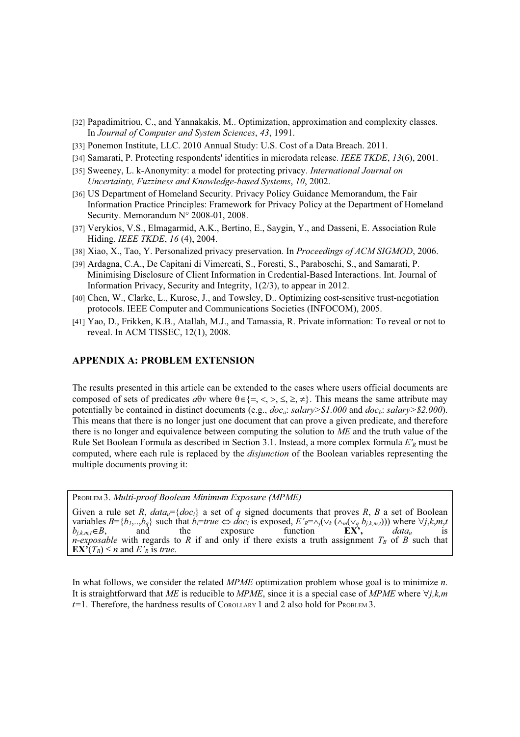[32] Papadimitriou, C., and Yannakakis, M.. Optimization, approximation and complexity classes. In *Journal of Computer and System Sciences*, *43*, 1991.

[33] Ponemon Institute, LLC. 2010 Annual Study: U.S. Cost of a Data Breach. 2011.

[34] Samarati, P. Protecting respondents' identities in microdata release. *IEEE TKDE*, *13*(6), 2001.

[35] Sweeney, L. k-Anonymity: a model for protecting privacy. *International Journal on Uncertainty, Fuzziness and Knowledge-based Systems*, *10*, 2002.

[36] US Department of Homeland Security. Privacy Policy Guidance Memorandum, the Fair Information Practice Principles: Framework for Privacy Policy at the Department of Homeland Security. Memorandum N° 2008-01, 2008.

[37] Verykios, V.S., Elmagarmid, A.K., Bertino, E., Saygin, Y., and Dasseni, E. Association Rule Hiding. *IEEE TKDE*, *16* (4), 2004.

[38] Xiao, X., Tao, Y. Personalized privacy preservation. In *Proceedings of ACM SIGMOD*, 2006.

[39] Ardagna, C.A., De Capitani di Vimercati, S., Foresti, S., Paraboschi, S., and Samarati, P. Minimising Disclosure of Client Information in Credential-Based Interactions. Int. Journal of Information Privacy, Security and Integrity, 1(2/3), to appear in 2012.

[40] Chen, W., Clarke, L., Kurose, J., and Towsley, D.. Optimizing cost-sensitive trust-negotiation protocols. IEEE Computer and Communications Societies (INFOCOM), 2005.

[41] Yao, D., Frikken, K.B., Atallah, M.J., and Tamassia, R. Private information: To reveal or not to reveal. In ACM TISSEC, 12(1), 2008.

## APPENDIX A: PROBLEM EXTENSION

The results presented in this article can be extended to the cases where users official documents are composed of sets of predicates $a\theta v$ where $\theta \in \{=, <, >, \leq, \geq, \neq\}$. This means the same attribute may potentially be contained in distinct documents (e.g., $doc_a$: *salary>\$1.000* and $doc_b$: *salary>\$2.000*). This means that there is no longer just one document that can prove a given predicate, and therefore there is no longer and equivalence between computing the solution to *ME* and the truth value of the Rule Set Boolean Formula as described in Section 3.1. Instead, a more complex formula $E'_R$ must be computed, where each rule is replaced by the *disjunction* of the Boolean variables representing the multiple documents proving it:

PROBLEM 3. *Multi-proof Boolean Minimum Exposure (MPME)*

Given a rule set *R*, $data_u=\{doc_i\}$ a set of *q* signed documents that proves *R*, *B* a set of Boolean variables $B=\{b_1,..,b_q\}$ such that $b_i=true \Leftrightarrow doc_i$ is exposed, $E'_R=\wedge_j(\vee_k(\wedge_m(\vee_q\ b_{j,k,m,t})))$ where $\forall j,k,m,t$ $b_{j,k,m,t}\in B$, and the exposure function **EX'**, $data_u$ is *n-exposable* with regards to *R* if and only if there exists a truth assignment $T_B$ of *B* such that $\mathbf{EX'}(T_B) \leq n$ and $E'_R$ is *true*.

In what follows, we consider the related *MPME* optimization problem whose goal is to minimize *n*. It is straightforward that *ME* is reducible to *MPME*, since it is a special case of *MPME* where $\forall j,k,m$ $t=1$. Therefore, the hardness results of COROLLARY 1 and 2 also hold for PROBLEM 3.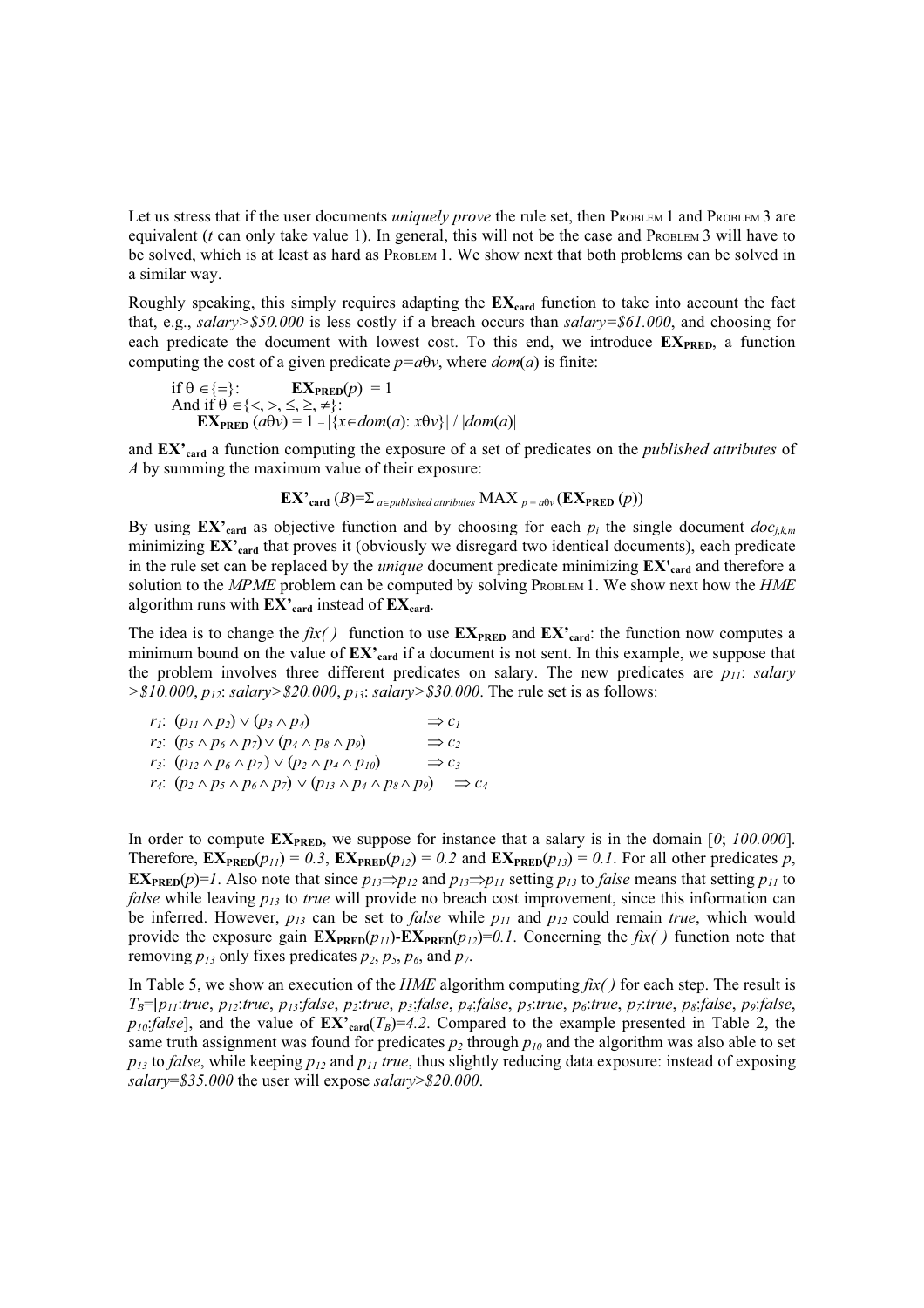Let us stress that if the user documents *uniquely prove* the rule set, then PROBLEM 1 and PROBLEM 3 are equivalent ($t$ can only take value 1). In general, this will not be the case and PROBLEM 3 will have to be solved, which is at least as hard as PROBLEM 1. We show next that both problems can be solved in a similar way.

Roughly speaking, this simply requires adapting the $\mathbf{EX_{card}}$ function to take into account the fact that, e.g., *salary>\$50.000* is less costly if a breach occurs than *salary=\$61.000*, and choosing for each predicate the document with lowest cost. To this end, we introduce $\mathbf{EX_{PRED}}$, a function computing the cost of a given predicate $p=a\theta v$, where $dom(a)$ is finite:

if $\theta \in \{=\}$: $\mathbf{EX_{PRED}}(p) = 1$
And if $\theta \in \{<, >, \leq, \geq, \neq\}$:
$\mathbf{EX_{PRED}}(a\theta v) = 1 - |\{x \in dom(a): x\theta v\}| / |dom(a)|$

and $\mathbf{EX'_{card}}$ a function computing the exposure of a set of predicates on the *published attributes* of $A$ by summing the maximum value of their exposure:

$$\mathbf{EX'_{card}}(B) = \Sigma_{a \in published\ attributes} \text{MAX}_{p = a\theta v} (\mathbf{EX_{PRED}}(p))$$

By using $\mathbf{EX'_{card}}$ as objective function and by choosing for each $p_i$ the single document $doc_{j,k,m}$ minimizing $\mathbf{EX'_{card}}$ that proves it (obviously we disregard two identical documents), each predicate in the rule set can be replaced by the *unique* document predicate minimizing $\mathbf{EX'_{card}}$ and therefore a solution to the *MPME* problem can be computed by solving PROBLEM 1. We show next how the *HME* algorithm runs with $\mathbf{EX'_{card}}$ instead of $\mathbf{EX_{card}}$.

The idea is to change the *fix( )* function to use $\mathbf{EX_{PRED}}$ and $\mathbf{EX'_{card}}$: the function now computes a minimum bound on the value of $\mathbf{EX'_{card}}$ if a document is not sent. In this example, we suppose that the problem involves three different predicates on salary. The new predicates are $p_{11}$: *salary >\$10.000*, $p_{12}$: *salary>\$20.000*, $p_{13}$: *salary>\$30.000*. The rule set is as follows:

$r_1$: $(p_{11} \wedge p_2) \vee (p_3 \wedge p_4) \Rightarrow c_1$
$r_2$: $(p_5 \wedge p_6 \wedge p_7) \vee (p_4 \wedge p_8 \wedge p_9) \Rightarrow c_2$
$r_3$: $(p_{12} \wedge p_6 \wedge p_7) \vee (p_2 \wedge p_4 \wedge p_{10}) \Rightarrow c_3$
$r_4$: $(p_2 \wedge p_5 \wedge p_6 \wedge p_7) \vee (p_{13} \wedge p_4 \wedge p_8 \wedge p_9) \Rightarrow c_4$

In order to compute $\mathbf{EX_{PRED}}$, we suppose for instance that a salary is in the domain $[0; 100.000]$. Therefore, $\mathbf{EX_{PRED}}(p_{11}) = 0.3$, $\mathbf{EX_{PRED}}(p_{12}) = 0.2$ and $\mathbf{EX_{PRED}}(p_{13}) = 0.1$. For all other predicates $p$, $\mathbf{EX_{PRED}}(p)=1$. Also note that since $p_{13} \Rightarrow p_{12}$ and $p_{13} \Rightarrow p_{11}$ setting $p_{13}$ to *false* means that setting $p_{11}$ to *false* while leaving $p_{13}$ to *true* will provide no breach cost improvement, since this information can be inferred. However, $p_{13}$ can be set to *false* while $p_{11}$ and $p_{12}$ could remain *true*, which would provide the exposure gain $\mathbf{EX_{PRED}}(p_{11})$-$\mathbf{EX_{PRED}}(p_{12})=0.1$. Concerning the *fix( )* function note that removing $p_{13}$ only fixes predicates $p_2$, $p_5$, $p_6$, and $p_7$.

In Table 5, we show an execution of the *HME* algorithm computing *fix( )* for each step. The result is $T_B$=[$p_{11}$:*true*, $p_{12}$:*true*, $p_{13}$:*false*, $p_2$:*true*, $p_3$:*false*, $p_4$:*false*, $p_5$:*true*, $p_6$:*true*, $p_7$:*true*, $p_8$:*false*, $p_9$:*false*, $p_{10}$:*false*], and the value of $\mathbf{EX'_{card}}(T_B)=4.2$. Compared to the example presented in Table 2, the same truth assignment was found for predicates $p_2$ through $p_{10}$ and the algorithm was also able to set $p_{13}$ to *false*, while keeping $p_{12}$ and $p_{11}$ *true*, thus slightly reducing data exposure: instead of exposing *salary=\$35.000* the user will expose *salary>\$20.000*.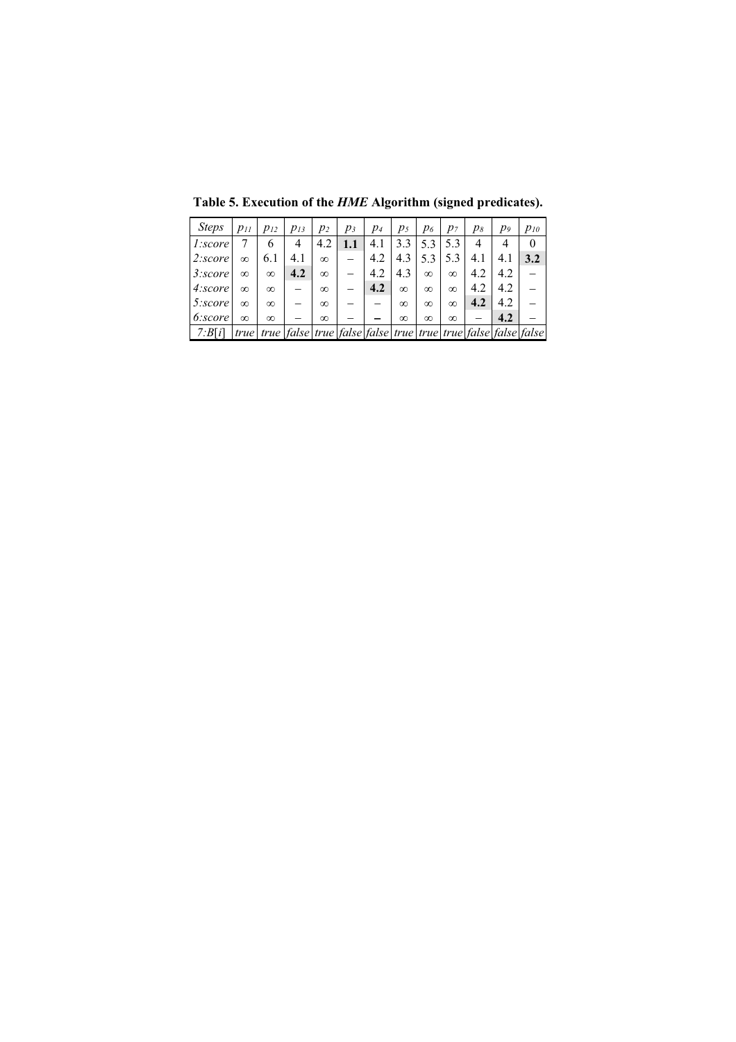**Table 5. Execution of the *HME* Algorithm (signed predicates).**

| *Steps* | $p_{11}$ | $p_{12}$ | $p_{13}$ | $p_2$ | $p_3$ | $p_4$ | $p_5$ | $p_6$ | $p_7$ | $p_8$ | $p_9$ | $p_{10}$ |
|---|---|---|---|---|---|---|---|---|---|---|---|---|
| *1:score* | 7 | 6 | 4 | 4.2 | **1.1** | 4.1 | 3.3 | 5.3 | 5.3 | 4 | 4 | 0 |
| *2:score* | $\infty$ | 6.1 | 4.1 | $\infty$ | – | 4.2 | 4.3 | 5.3 | 5.3 | 4.1 | 4.1 | **3.2** |
| *3:score* | $\infty$ | $\infty$ | **4.2** | $\infty$ | – | 4.2 | 4.3 | $\infty$ | $\infty$ | 4.2 | 4.2 | – |
| *4:score* | $\infty$ | $\infty$ | – | $\infty$ | – | **4.2** | $\infty$ | $\infty$ | $\infty$ | 4.2 | 4.2 | – |
| *5:score* | $\infty$ | $\infty$ | – | $\infty$ | – | – | $\infty$ | $\infty$ | $\infty$ | **4.2** | 4.2 | – |
| *6:score* | $\infty$ | $\infty$ | – | $\infty$ | – | – | $\infty$ | $\infty$ | $\infty$ | – | **4.2** | – |
| *7:B[i]* | *true* | *true* | *false* | *true* | *false* | *false* | *true* | *true* | *true* | *false* | *false* | *false* |